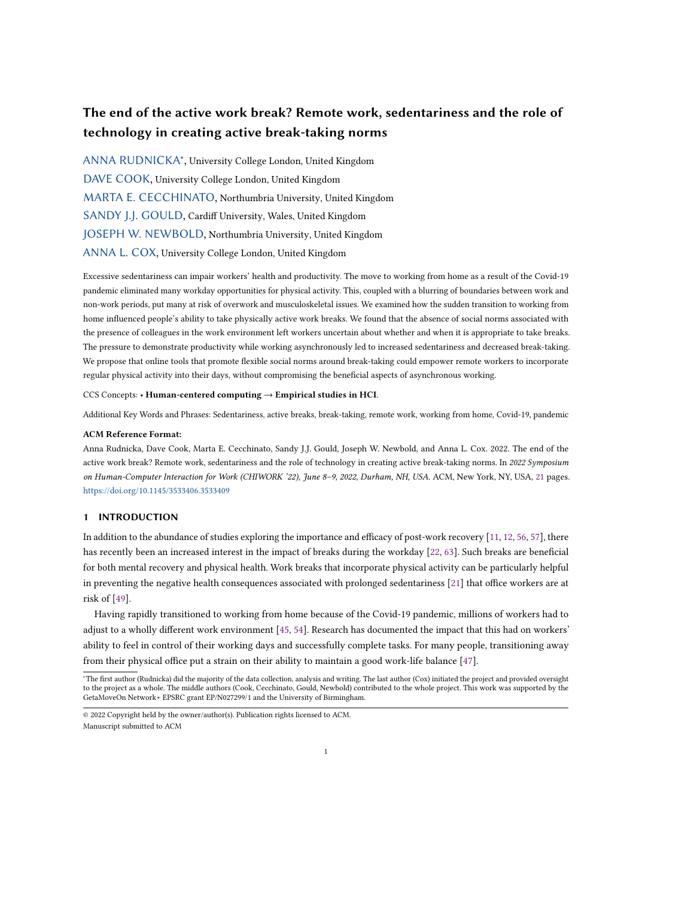# The end of the active work break? Remote work, sedentariness and the role of technology in creating active break-taking norms

ANNA RUDNICKA*, University College London, United Kingdom

DAVE COOK, University College London, United Kingdom

MARTA E. CECCHINATO, Northumbria University, United Kingdom

SANDY J.J. GOULD, Cardiff University, Wales, United Kingdom

JOSEPH W. NEWBOLD, Northumbria University, United Kingdom

ANNA L. COX, University College London, United Kingdom

Excessive sedentariness can impair workers' health and productivity. The move to working from home as a result of the Covid-19 pandemic eliminated many workday opportunities for physical activity. This, coupled with a blurring of boundaries between work and non-work periods, put many at risk of overwork and musculoskeletal issues. We examined how the sudden transition to working from home influenced people's ability to take physically active work breaks. We found that the absence of social norms associated with the presence of colleagues in the work environment left workers uncertain about whether and when it is appropriate to take breaks. The pressure to demonstrate productivity while working asynchronously led to increased sedentariness and decreased break-taking. We propose that online tools that promote flexible social norms around break-taking could empower remote workers to incorporate regular physical activity into their days, without compromising the beneficial aspects of asynchronous working.

CCS Concepts: • **Human-centered computing** → **Empirical studies in HCI**.

Additional Key Words and Phrases: Sedentariness, active breaks, break-taking, remote work, working from home, Covid-19, pandemic

**ACM Reference Format:**

Anna Rudnicka, Dave Cook, Marta E. Cecchinato, Sandy J.J. Gould, Joseph W. Newbold, and Anna L. Cox. 2022. The end of the active work break? Remote work, sedentariness and the role of technology in creating active break-taking norms. In *2022 Symposium on Human-Computer Interaction for Work (CHIWORK '22), June 8–9, 2022, Durham, NH, USA.* ACM, New York, NY, USA, 21 pages. https://doi.org/10.1145/3533406.3533409

## 1 INTRODUCTION

In addition to the abundance of studies exploring the importance and efficacy of post-work recovery [11, 12, 56, 57], there has recently been an increased interest in the impact of breaks during the workday [22, 63]. Such breaks are beneficial for both mental recovery and physical health. Work breaks that incorporate physical activity can be particularly helpful in preventing the negative health consequences associated with prolonged sedentariness [21] that office workers are at risk of [49].

Having rapidly transitioned to working from home because of the Covid-19 pandemic, millions of workers had to adjust to a wholly different work environment [45, 54]. Research has documented the impact that this had on workers' ability to feel in control of their working days and successfully complete tasks. For many people, transitioning away from their physical office put a strain on their ability to maintain a good work-life balance [47].

*The first author (Rudnicka) did the majority of the data collection, analysis and writing. The last author (Cox) initiated the project and provided oversight to the project as a whole. The middle authors (Cook, Cecchinato, Gould, Newbold) contributed to the whole project. This work was supported by the GetaMoveOn Network+ EPSRC grant EP/N027299/1 and the University of Birmingham.

© 2022 Copyright held by the owner/author(s). Publication rights licensed to ACM.
Manuscript submitted to ACM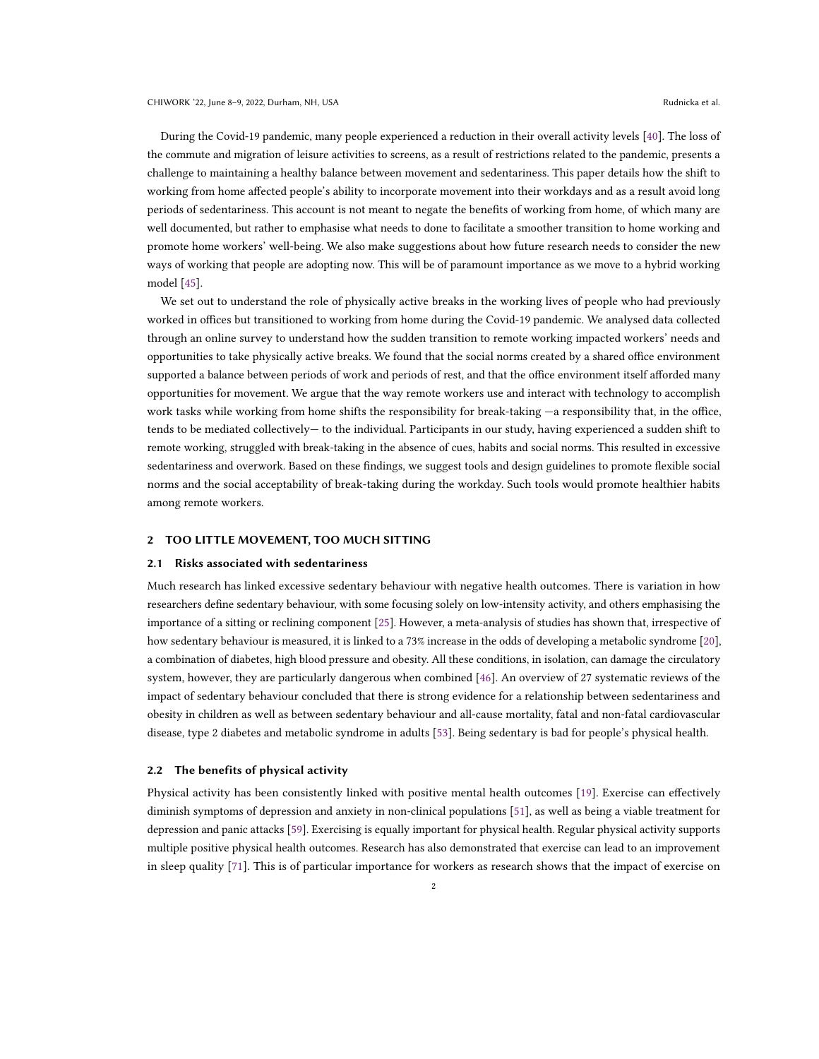During the Covid-19 pandemic, many people experienced a reduction in their overall activity levels [40]. The loss of the commute and migration of leisure activities to screens, as a result of restrictions related to the pandemic, presents a challenge to maintaining a healthy balance between movement and sedentariness. This paper details how the shift to working from home affected people's ability to incorporate movement into their workdays and as a result avoid long periods of sedentariness. This account is not meant to negate the benefits of working from home, of which many are well documented, but rather to emphasise what needs to done to facilitate a smoother transition to home working and promote home workers' well-being. We also make suggestions about how future research needs to consider the new ways of working that people are adopting now. This will be of paramount importance as we move to a hybrid working model [45].

We set out to understand the role of physically active breaks in the working lives of people who had previously worked in offices but transitioned to working from home during the Covid-19 pandemic. We analysed data collected through an online survey to understand how the sudden transition to remote working impacted workers' needs and opportunities to take physically active breaks. We found that the social norms created by a shared office environment supported a balance between periods of work and periods of rest, and that the office environment itself afforded many opportunities for movement. We argue that the way remote workers use and interact with technology to accomplish work tasks while working from home shifts the responsibility for break-taking —a responsibility that, in the office, tends to be mediated collectively— to the individual. Participants in our study, having experienced a sudden shift to remote working, struggled with break-taking in the absence of cues, habits and social norms. This resulted in excessive sedentariness and overwork. Based on these findings, we suggest tools and design guidelines to promote flexible social norms and the social acceptability of break-taking during the workday. Such tools would promote healthier habits among remote workers.

## 2 TOO LITTLE MOVEMENT, TOO MUCH SITTING

### 2.1 Risks associated with sedentariness

Much research has linked excessive sedentary behaviour with negative health outcomes. There is variation in how researchers define sedentary behaviour, with some focusing solely on low-intensity activity, and others emphasising the importance of a sitting or reclining component [25]. However, a meta-analysis of studies has shown that, irrespective of how sedentary behaviour is measured, it is linked to a 73% increase in the odds of developing a metabolic syndrome [20], a combination of diabetes, high blood pressure and obesity. All these conditions, in isolation, can damage the circulatory system, however, they are particularly dangerous when combined [46]. An overview of 27 systematic reviews of the impact of sedentary behaviour concluded that there is strong evidence for a relationship between sedentariness and obesity in children as well as between sedentary behaviour and all-cause mortality, fatal and non-fatal cardiovascular disease, type 2 diabetes and metabolic syndrome in adults [53]. Being sedentary is bad for people's physical health.

### 2.2 The benefits of physical activity

Physical activity has been consistently linked with positive mental health outcomes [19]. Exercise can effectively diminish symptoms of depression and anxiety in non-clinical populations [51], as well as being a viable treatment for depression and panic attacks [59]. Exercising is equally important for physical health. Regular physical activity supports multiple positive physical health outcomes. Research has also demonstrated that exercise can lead to an improvement in sleep quality [71]. This is of particular importance for workers as research shows that the impact of exercise on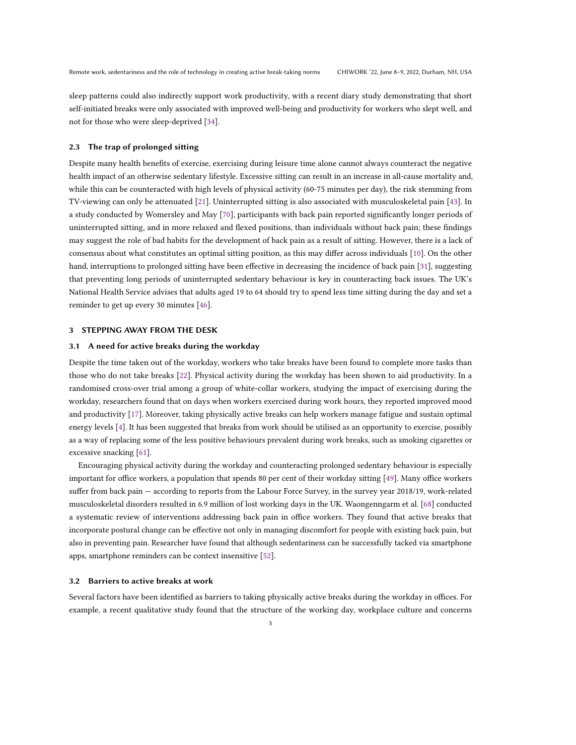sleep patterns could also indirectly support work productivity, with a recent diary study demonstrating that short self-initiated breaks were only associated with improved well-being and productivity for workers who slept well, and not for those who were sleep-deprived [34].

### 2.3 The trap of prolonged sitting

Despite many health benefits of exercise, exercising during leisure time alone cannot always counteract the negative health impact of an otherwise sedentary lifestyle. Excessive sitting can result in an increase in all-cause mortality and, while this can be counteracted with high levels of physical activity (60-75 minutes per day), the risk stemming from TV-viewing can only be attenuated [21]. Uninterrupted sitting is also associated with musculoskeletal pain [43]. In a study conducted by Womersley and May [70], participants with back pain reported significantly longer periods of uninterrupted sitting, and in more relaxed and flexed positions, than individuals without back pain; these findings may suggest the role of bad habits for the development of back pain as a result of sitting. However, there is a lack of consensus about what constitutes an optimal sitting position, as this may differ across individuals [10]. On the other hand, interruptions to prolonged sitting have been effective in decreasing the incidence of back pain [31], suggesting that preventing long periods of uninterrupted sedentary behaviour is key in counteracting back issues. The UK's National Health Service advises that adults aged 19 to 64 should try to spend less time sitting during the day and set a reminder to get up every 30 minutes [46].

## 3 STEPPING AWAY FROM THE DESK

### 3.1 A need for active breaks during the workday

Despite the time taken out of the workday, workers who take breaks have been found to complete more tasks than those who do not take breaks [22]. Physical activity during the workday has been shown to aid productivity. In a randomised cross-over trial among a group of white-collar workers, studying the impact of exercising during the workday, researchers found that on days when workers exercised during work hours, they reported improved mood and productivity [17]. Moreover, taking physically active breaks can help workers manage fatigue and sustain optimal energy levels [4]. It has been suggested that breaks from work should be utilised as an opportunity to exercise, possibly as a way of replacing some of the less positive behaviours prevalent during work breaks, such as smoking cigarettes or excessive snacking [61].

Encouraging physical activity during the workday and counteracting prolonged sedentary behaviour is especially important for office workers, a population that spends 80 per cent of their workday sitting [49]. Many office workers suffer from back pain — according to reports from the Labour Force Survey, in the survey year 2018/19, work-related musculoskeletal disorders resulted in 6.9 million of lost working days in the UK. Waongenngarm et al. [68] conducted a systematic review of interventions addressing back pain in office workers. They found that active breaks that incorporate postural change can be effective not only in managing discomfort for people with existing back pain, but also in preventing pain. Researcher have found that although sedentariness can be successfully tacked via smartphone apps, smartphone reminders can be context insensitive [52].

### 3.2 Barriers to active breaks at work

Several factors have been identified as barriers to taking physically active breaks during the workday in offices. For example, a recent qualitative study found that the structure of the working day, workplace culture and concerns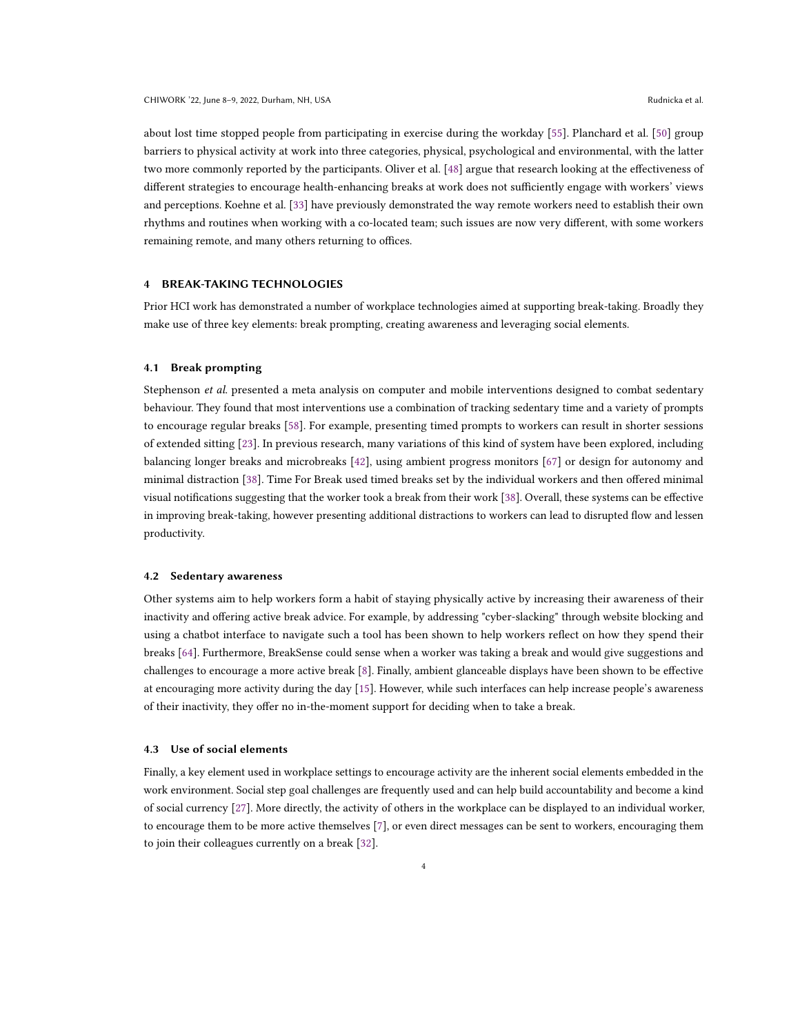about lost time stopped people from participating in exercise during the workday [55]. Planchard et al. [50] group barriers to physical activity at work into three categories, physical, psychological and environmental, with the latter two more commonly reported by the participants. Oliver et al. [48] argue that research looking at the effectiveness of different strategies to encourage health-enhancing breaks at work does not sufficiently engage with workers' views and perceptions. Koehne et al. [33] have previously demonstrated the way remote workers need to establish their own rhythms and routines when working with a co-located team; such issues are now very different, with some workers remaining remote, and many others returning to offices.

## 4 BREAK-TAKING TECHNOLOGIES

Prior HCI work has demonstrated a number of workplace technologies aimed at supporting break-taking. Broadly they make use of three key elements: break prompting, creating awareness and leveraging social elements.

### 4.1 Break prompting

Stephenson *et al.* presented a meta analysis on computer and mobile interventions designed to combat sedentary behaviour. They found that most interventions use a combination of tracking sedentary time and a variety of prompts to encourage regular breaks [58]. For example, presenting timed prompts to workers can result in shorter sessions of extended sitting [23]. In previous research, many variations of this kind of system have been explored, including balancing longer breaks and microbreaks [42], using ambient progress monitors [67] or design for autonomy and minimal distraction [38]. Time For Break used timed breaks set by the individual workers and then offered minimal visual notifications suggesting that the worker took a break from their work [38]. Overall, these systems can be effective in improving break-taking, however presenting additional distractions to workers can lead to disrupted flow and lessen productivity.

### 4.2 Sedentary awareness

Other systems aim to help workers form a habit of staying physically active by increasing their awareness of their inactivity and offering active break advice. For example, by addressing "cyber-slacking" through website blocking and using a chatbot interface to navigate such a tool has been shown to help workers reflect on how they spend their breaks [64]. Furthermore, BreakSense could sense when a worker was taking a break and would give suggestions and challenges to encourage a more active break [8]. Finally, ambient glanceable displays have been shown to be effective at encouraging more activity during the day [15]. However, while such interfaces can help increase people's awareness of their inactivity, they offer no in-the-moment support for deciding when to take a break.

### 4.3 Use of social elements

Finally, a key element used in workplace settings to encourage activity are the inherent social elements embedded in the work environment. Social step goal challenges are frequently used and can help build accountability and become a kind of social currency [27]. More directly, the activity of others in the workplace can be displayed to an individual worker, to encourage them to be more active themselves [7], or even direct messages can be sent to workers, encouraging them to join their colleagues currently on a break [32].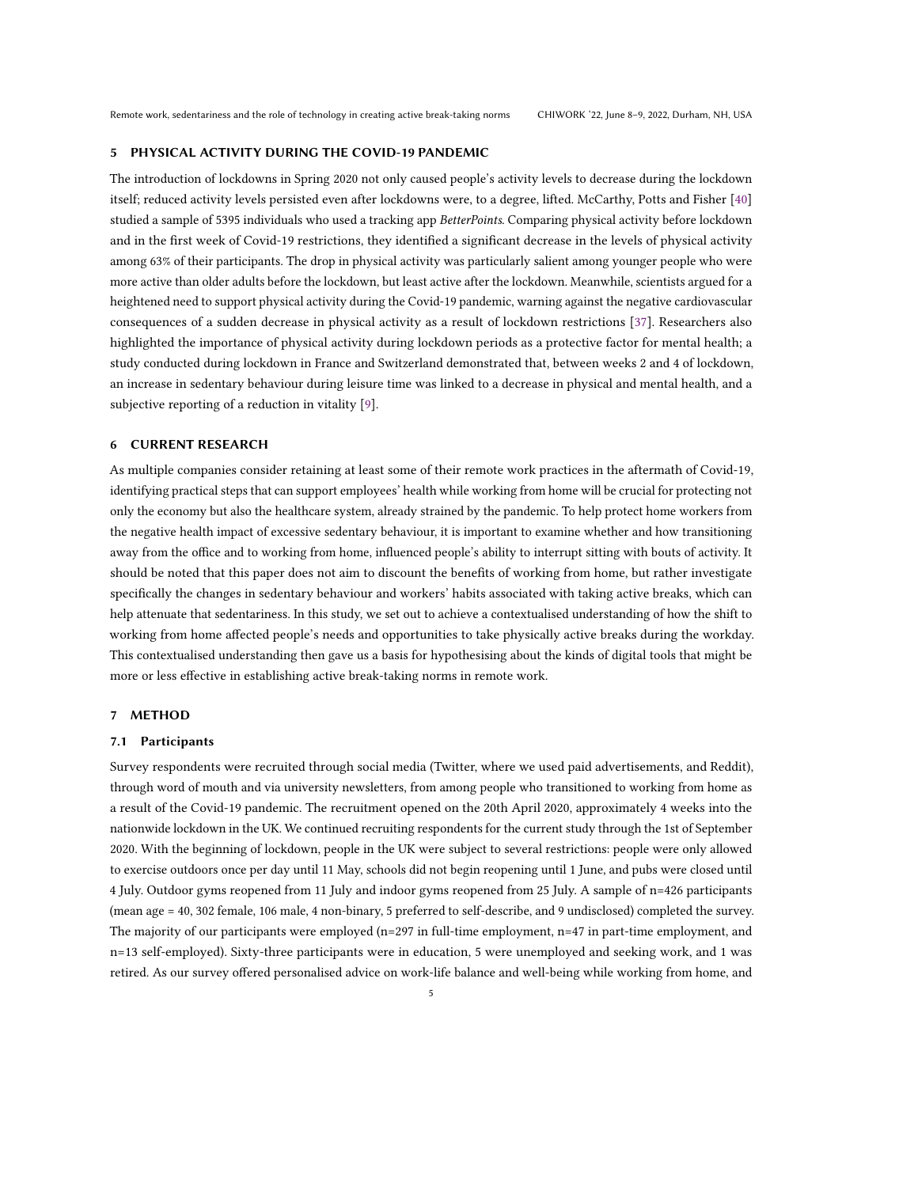## 5 PHYSICAL ACTIVITY DURING THE COVID-19 PANDEMIC

The introduction of lockdowns in Spring 2020 not only caused people's activity levels to decrease during the lockdown itself; reduced activity levels persisted even after lockdowns were, to a degree, lifted. McCarthy, Potts and Fisher [40] studied a sample of 5395 individuals who used a tracking app *BetterPoints*. Comparing physical activity before lockdown and in the first week of Covid-19 restrictions, they identified a significant decrease in the levels of physical activity among 63% of their participants. The drop in physical activity was particularly salient among younger people who were more active than older adults before the lockdown, but least active after the lockdown. Meanwhile, scientists argued for a heightened need to support physical activity during the Covid-19 pandemic, warning against the negative cardiovascular consequences of a sudden decrease in physical activity as a result of lockdown restrictions [37]. Researchers also highlighted the importance of physical activity during lockdown periods as a protective factor for mental health; a study conducted during lockdown in France and Switzerland demonstrated that, between weeks 2 and 4 of lockdown, an increase in sedentary behaviour during leisure time was linked to a decrease in physical and mental health, and a subjective reporting of a reduction in vitality [9].

## 6 CURRENT RESEARCH

As multiple companies consider retaining at least some of their remote work practices in the aftermath of Covid-19, identifying practical steps that can support employees' health while working from home will be crucial for protecting not only the economy but also the healthcare system, already strained by the pandemic. To help protect home workers from the negative health impact of excessive sedentary behaviour, it is important to examine whether and how transitioning away from the office and to working from home, influenced people's ability to interrupt sitting with bouts of activity. It should be noted that this paper does not aim to discount the benefits of working from home, but rather investigate specifically the changes in sedentary behaviour and workers' habits associated with taking active breaks, which can help attenuate that sedentariness. In this study, we set out to achieve a contextualised understanding of how the shift to working from home affected people's needs and opportunities to take physically active breaks during the workday. This contextualised understanding then gave us a basis for hypothesising about the kinds of digital tools that might be more or less effective in establishing active break-taking norms in remote work.

## 7 METHOD

### 7.1 Participants

Survey respondents were recruited through social media (Twitter, where we used paid advertisements, and Reddit), through word of mouth and via university newsletters, from among people who transitioned to working from home as a result of the Covid-19 pandemic. The recruitment opened on the 20th April 2020, approximately 4 weeks into the nationwide lockdown in the UK. We continued recruiting respondents for the current study through the 1st of September 2020. With the beginning of lockdown, people in the UK were subject to several restrictions: people were only allowed to exercise outdoors once per day until 11 May, schools did not begin reopening until 1 June, and pubs were closed until 4 July. Outdoor gyms reopened from 11 July and indoor gyms reopened from 25 July. A sample of n=426 participants (mean age = 40, 302 female, 106 male, 4 non-binary, 5 preferred to self-describe, and 9 undisclosed) completed the survey. The majority of our participants were employed (n=297 in full-time employment, n=47 in part-time employment, and n=13 self-employed). Sixty-three participants were in education, 5 were unemployed and seeking work, and 1 was retired. As our survey offered personalised advice on work-life balance and well-being while working from home, and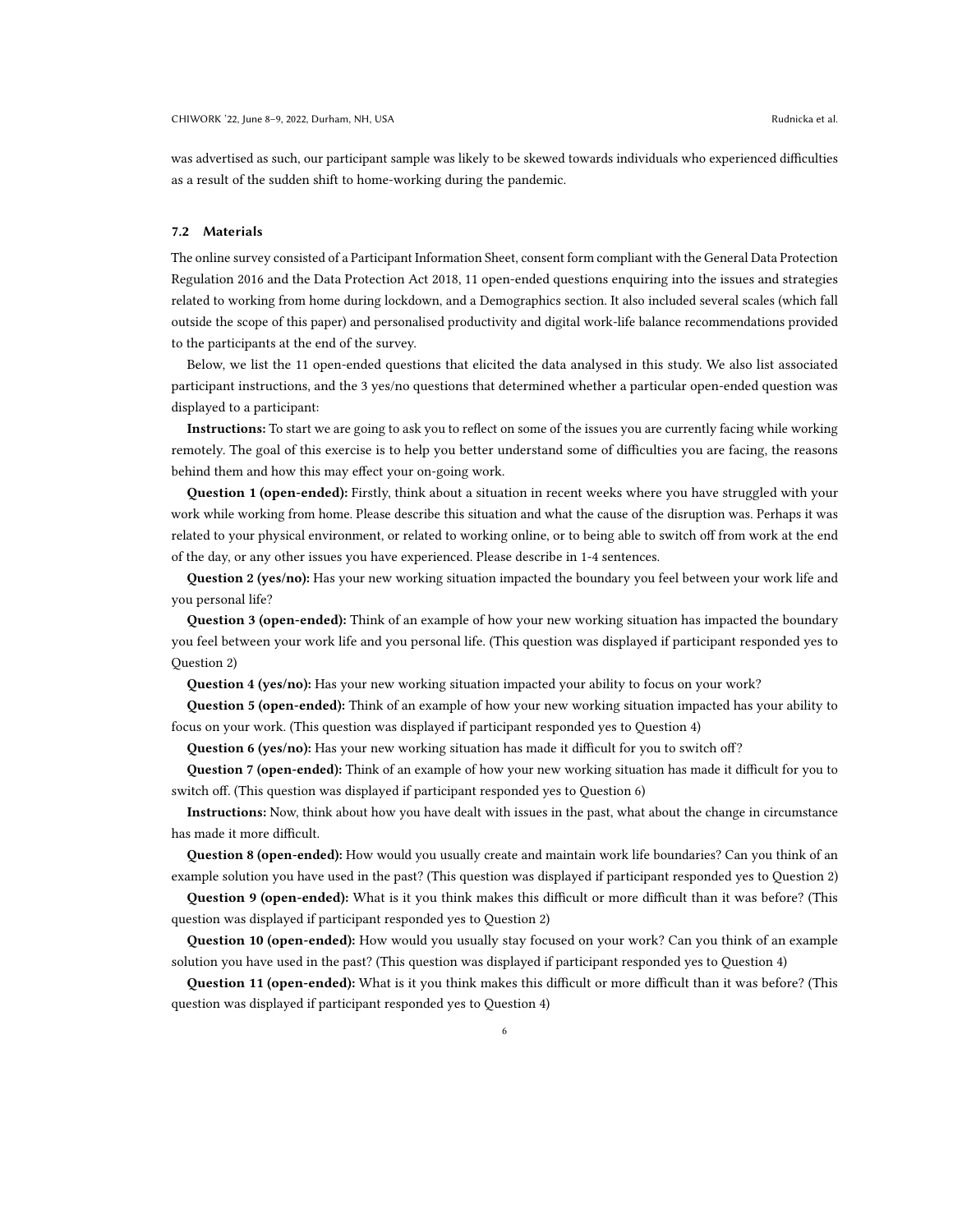was advertised as such, our participant sample was likely to be skewed towards individuals who experienced difficulties as a result of the sudden shift to home-working during the pandemic.

### 7.2 Materials

The online survey consisted of a Participant Information Sheet, consent form compliant with the General Data Protection Regulation 2016 and the Data Protection Act 2018, 11 open-ended questions enquiring into the issues and strategies related to working from home during lockdown, and a Demographics section. It also included several scales (which fall outside the scope of this paper) and personalised productivity and digital work-life balance recommendations provided to the participants at the end of the survey.

Below, we list the 11 open-ended questions that elicited the data analysed in this study. We also list associated participant instructions, and the 3 yes/no questions that determined whether a particular open-ended question was displayed to a participant:

**Instructions:** To start we are going to ask you to reflect on some of the issues you are currently facing while working remotely. The goal of this exercise is to help you better understand some of difficulties you are facing, the reasons behind them and how this may effect your on-going work.

**Question 1 (open-ended):** Firstly, think about a situation in recent weeks where you have struggled with your work while working from home. Please describe this situation and what the cause of the disruption was. Perhaps it was related to your physical environment, or related to working online, or to being able to switch off from work at the end of the day, or any other issues you have experienced. Please describe in 1-4 sentences.

**Question 2 (yes/no):** Has your new working situation impacted the boundary you feel between your work life and you personal life?

**Question 3 (open-ended):** Think of an example of how your new working situation has impacted the boundary you feel between your work life and you personal life. (This question was displayed if participant responded yes to Question 2)

**Question 4 (yes/no):** Has your new working situation impacted your ability to focus on your work?

**Question 5 (open-ended):** Think of an example of how your new working situation impacted has your ability to focus on your work. (This question was displayed if participant responded yes to Question 4)

**Question 6 (yes/no):** Has your new working situation has made it difficult for you to switch off?

**Question 7 (open-ended):** Think of an example of how your new working situation has made it difficult for you to switch off. (This question was displayed if participant responded yes to Question 6)

**Instructions:** Now, think about how you have dealt with issues in the past, what about the change in circumstance has made it more difficult.

**Question 8 (open-ended):** How would you usually create and maintain work life boundaries? Can you think of an example solution you have used in the past? (This question was displayed if participant responded yes to Question 2)

**Question 9 (open-ended):** What is it you think makes this difficult or more difficult than it was before? (This question was displayed if participant responded yes to Question 2)

**Question 10 (open-ended):** How would you usually stay focused on your work? Can you think of an example solution you have used in the past? (This question was displayed if participant responded yes to Question 4)

**Question 11 (open-ended):** What is it you think makes this difficult or more difficult than it was before? (This question was displayed if participant responded yes to Question 4)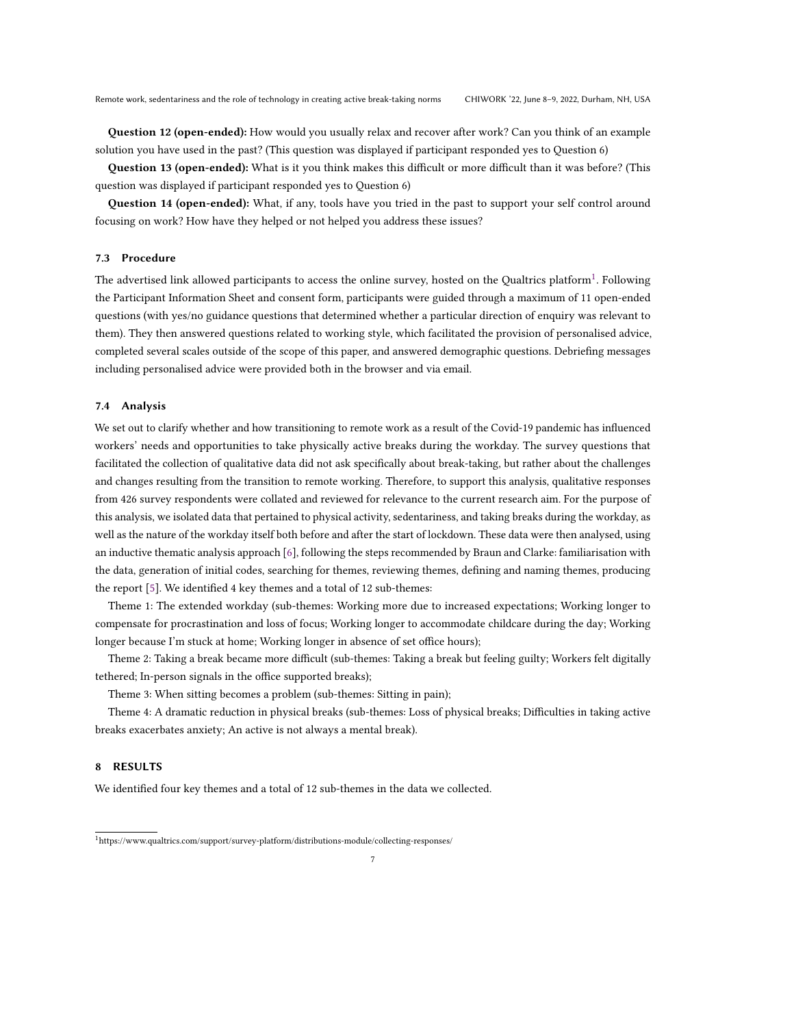**Question 12 (open-ended):** How would you usually relax and recover after work? Can you think of an example solution you have used in the past? (This question was displayed if participant responded yes to Question 6)

**Question 13 (open-ended):** What is it you think makes this difficult or more difficult than it was before? (This question was displayed if participant responded yes to Question 6)

**Question 14 (open-ended):** What, if any, tools have you tried in the past to support your self control around focusing on work? How have they helped or not helped you address these issues?

### 7.3 Procedure

The advertised link allowed participants to access the online survey, hosted on the Qualtrics platform[1]. Following the Participant Information Sheet and consent form, participants were guided through a maximum of 11 open-ended questions (with yes/no guidance questions that determined whether a particular direction of enquiry was relevant to them). They then answered questions related to working style, which facilitated the provision of personalised advice, completed several scales outside of the scope of this paper, and answered demographic questions. Debriefing messages including personalised advice were provided both in the browser and via email.

### 7.4 Analysis

We set out to clarify whether and how transitioning to remote work as a result of the Covid-19 pandemic has influenced workers' needs and opportunities to take physically active breaks during the workday. The survey questions that facilitated the collection of qualitative data did not ask specifically about break-taking, but rather about the challenges and changes resulting from the transition to remote working. Therefore, to support this analysis, qualitative responses from 426 survey respondents were collated and reviewed for relevance to the current research aim. For the purpose of this analysis, we isolated data that pertained to physical activity, sedentariness, and taking breaks during the workday, as well as the nature of the workday itself both before and after the start of lockdown. These data were then analysed, using an inductive thematic analysis approach [6], following the steps recommended by Braun and Clarke: familiarisation with the data, generation of initial codes, searching for themes, reviewing themes, defining and naming themes, producing the report [5]. We identified 4 key themes and a total of 12 sub-themes:

Theme 1: The extended workday (sub-themes: Working more due to increased expectations; Working longer to compensate for procrastination and loss of focus; Working longer to accommodate childcare during the day; Working longer because I'm stuck at home; Working longer in absence of set office hours);

Theme 2: Taking a break became more difficult (sub-themes: Taking a break but feeling guilty; Workers felt digitally tethered; In-person signals in the office supported breaks);

Theme 3: When sitting becomes a problem (sub-themes: Sitting in pain);

Theme 4: A dramatic reduction in physical breaks (sub-themes: Loss of physical breaks; Difficulties in taking active breaks exacerbates anxiety; An active is not always a mental break).

## 8 RESULTS

We identified four key themes and a total of 12 sub-themes in the data we collected.

[1]https://www.qualtrics.com/support/survey-platform/distributions-module/collecting-responses/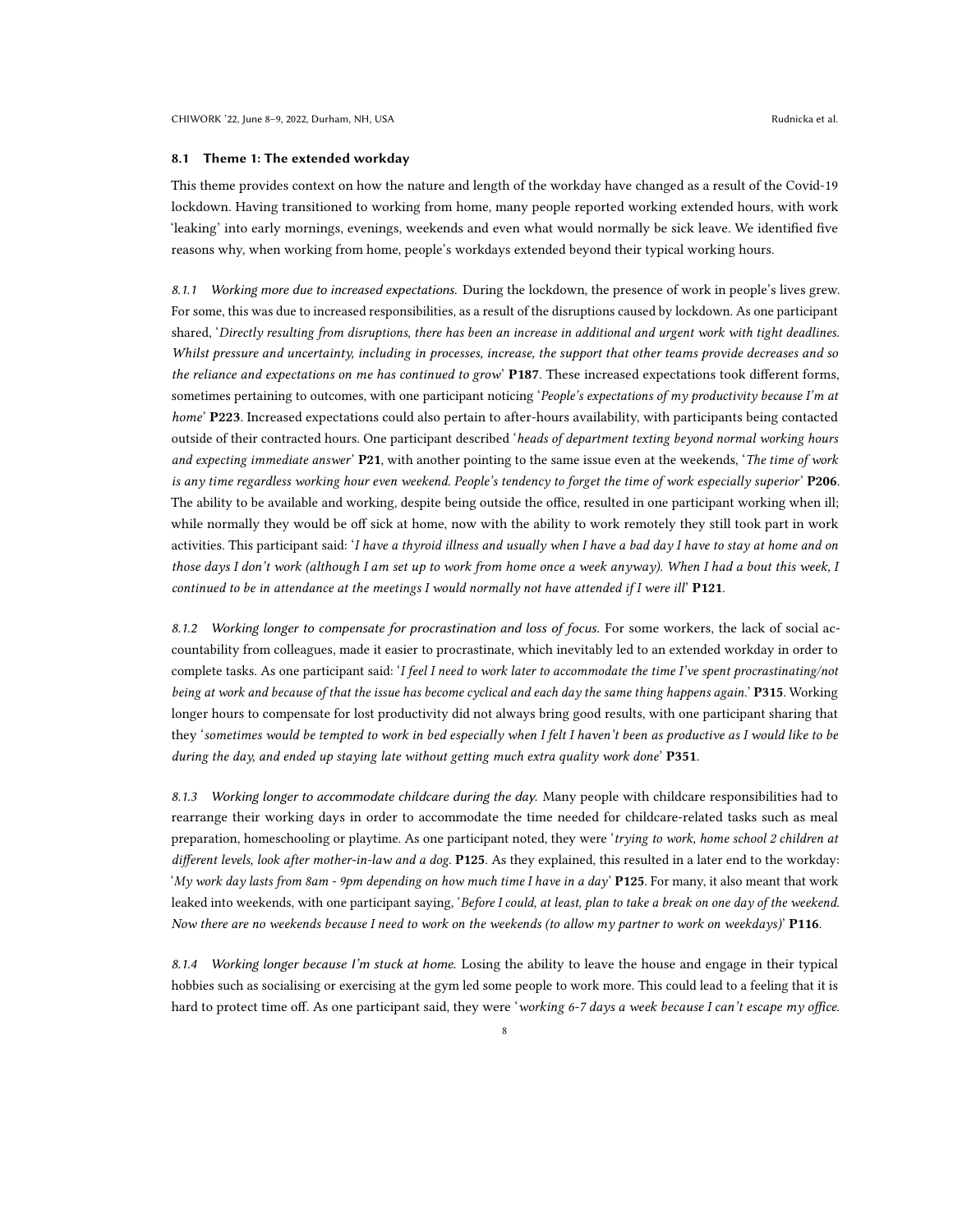### 8.1 Theme 1: The extended workday

This theme provides context on how the nature and length of the workday have changed as a result of the Covid-19 lockdown. Having transitioned to working from home, many people reported working extended hours, with work 'leaking' into early mornings, evenings, weekends and even what would normally be sick leave. We identified five reasons why, when working from home, people's workdays extended beyond their typical working hours.

#### 8.1.1 Working more due to increased expectations.

During the lockdown, the presence of work in people's lives grew. For some, this was due to increased responsibilities, as a result of the disruptions caused by lockdown. As one participant shared, '*Directly resulting from disruptions, there has been an increase in additional and urgent work with tight deadlines. Whilst pressure and uncertainty, including in processes, increase, the support that other teams provide decreases and so the reliance and expectations on me has continued to grow*' **P187**. These increased expectations took different forms, sometimes pertaining to outcomes, with one participant noticing '*People's expectations of my productivity because I'm at home*' **P223**. Increased expectations could also pertain to after-hours availability, with participants being contacted outside of their contracted hours. One participant described '*heads of department texting beyond normal working hours and expecting immediate answer*' **P21**, with another pointing to the same issue even at the weekends, '*The time of work is any time regardless working hour even weekend. People's tendency to forget the time of work especially superior*' **P206**. The ability to be available and working, despite being outside the office, resulted in one participant working when ill; while normally they would be off sick at home, now with the ability to work remotely they still took part in work activities. This participant said: '*I have a thyroid illness and usually when I have a bad day I have to stay at home and on those days I don't work (although I am set up to work from home once a week anyway). When I had a bout this week, I continued to be in attendance at the meetings I would normally not have attended if I were ill*' **P121**.

#### 8.1.2 Working longer to compensate for procrastination and loss of focus.

For some workers, the lack of social accountability from colleagues, made it easier to procrastinate, which inevitably led to an extended workday in order to complete tasks. As one participant said: '*I feel I need to work later to accommodate the time I've spent procrastinating/not being at work and because of that the issue has become cyclical and each day the same thing happens again.*' **P315**. Working longer hours to compensate for lost productivity did not always bring good results, with one participant sharing that they '*sometimes would be tempted to work in bed especially when I felt I haven't been as productive as I would like to be during the day, and ended up staying late without getting much extra quality work done*' **P351**.

#### 8.1.3 Working longer to accommodate childcare during the day.

Many people with childcare responsibilities had to rearrange their working days in order to accommodate the time needed for childcare-related tasks such as meal preparation, homeschooling or playtime. As one participant noted, they were '*trying to work, home school 2 children at different levels, look after mother-in-law and a dog.* **P125**. As they explained, this resulted in a later end to the workday: '*My work day lasts from 8am - 9pm depending on how much time I have in a day*' **P125**. For many, it also meant that work leaked into weekends, with one participant saying, '*Before I could, at least, plan to take a break on one day of the weekend. Now there are no weekends because I need to work on the weekends (to allow my partner to work on weekdays)*' **P116**.

#### 8.1.4 Working longer because I'm stuck at home.

Losing the ability to leave the house and engage in their typical hobbies such as socialising or exercising at the gym led some people to work more. This could lead to a feeling that it is hard to protect time off. As one participant said, they were '*working 6-7 days a week because I can't escape my office.*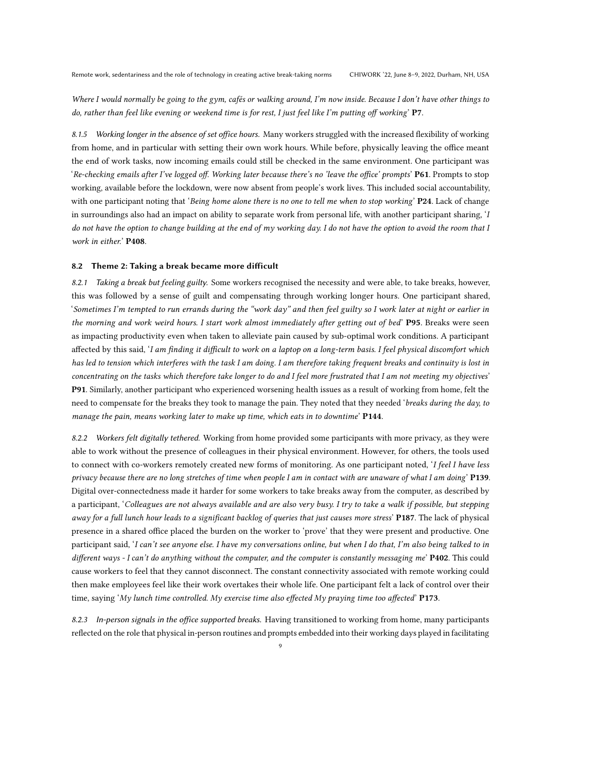*Where I would normally be going to the gym, cafés or walking around, I'm now inside. Because I don't have other things to do, rather than feel like evening or weekend time is for rest, I just feel like I'm putting off working*' **P7**.

#### 8.1.5 *Working longer in the absence of set office hours.*

Many workers struggled with the increased flexibility of working from home, and in particular with setting their own work hours. While before, physically leaving the office meant the end of work tasks, now incoming emails could still be checked in the same environment. One participant was '*Re-checking emails after I've logged off. Working later because there's no 'leave the office' prompts*' **P61**. Prompts to stop working, available before the lockdown, were now absent from people's work lives. This included social accountability, with one participant noting that '*Being home alone there is no one to tell me when to stop working*' **P24**. Lack of change in surroundings also had an impact on ability to separate work from personal life, with another participant sharing, '*I do not have the option to change building at the end of my working day. I do not have the option to avoid the room that I work in either.*' **P408**.

### 8.2 Theme 2: Taking a break became more difficult

#### 8.2.1 *Taking a break but feeling guilty.*

Some workers recognised the necessity and were able, to take breaks, however, this was followed by a sense of guilt and compensating through working longer hours. One participant shared, '*Sometimes I'm tempted to run errands during the "work day" and then feel guilty so I work later at night or earlier in the morning and work weird hours. I start work almost immediately after getting out of bed*' **P95**. Breaks were seen as impacting productivity even when taken to alleviate pain caused by sub-optimal work conditions. A participant affected by this said, '*I am finding it difficult to work on a laptop on a long-term basis. I feel physical discomfort which has led to tension which interferes with the task I am doing. I am therefore taking frequent breaks and continuity is lost in concentrating on the tasks which therefore take longer to do and I feel more frustrated that I am not meeting my objectives*' **P91**. Similarly, another participant who experienced worsening health issues as a result of working from home, felt the need to compensate for the breaks they took to manage the pain. They noted that they needed '*breaks during the day, to manage the pain, means working later to make up time, which eats in to downtime*' **P144**.

#### 8.2.2 *Workers felt digitally tethered.*

Working from home provided some participants with more privacy, as they were able to work without the presence of colleagues in their physical environment. However, for others, the tools used to connect with co-workers remotely created new forms of monitoring. As one participant noted, '*I feel I have less privacy because there are no long stretches of time when people I am in contact with are unaware of what I am doing*' **P139**. Digital over-connectedness made it harder for some workers to take breaks away from the computer, as described by a participant, '*Colleagues are not always available and are also very busy. I try to take a walk if possible, but stepping away for a full lunch hour leads to a significant backlog of queries that just causes more stress*' **P187**. The lack of physical presence in a shared office placed the burden on the worker to 'prove' that they were present and productive. One participant said, '*I can't see anyone else. I have my conversations online, but when I do that, I'm also being talked to in different ways - I can't do anything without the computer, and the computer is constantly messaging me*' **P402**. This could cause workers to feel that they cannot disconnect. The constant connectivity associated with remote working could then make employees feel like their work overtakes their whole life. One participant felt a lack of control over their time, saying '*My lunch time controlled. My exercise time also effected My praying time too affected*' **P173**.

#### 8.2.3 *In-person signals in the office supported breaks.*

Having transitioned to working from home, many participants reflected on the role that physical in-person routines and prompts embedded into their working days played in facilitating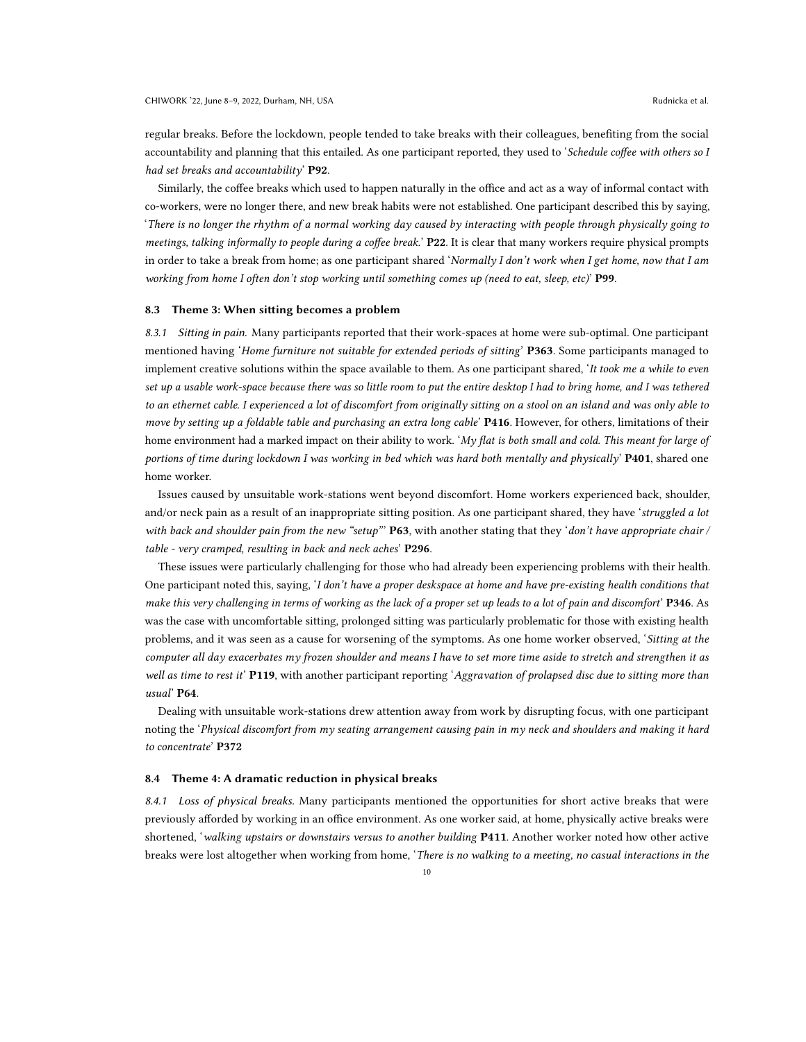regular breaks. Before the lockdown, people tended to take breaks with their colleagues, benefiting from the social accountability and planning that this entailed. As one participant reported, they used to '*Schedule coffee with others so I had set breaks and accountability*' **P92**.

Similarly, the coffee breaks which used to happen naturally in the office and act as a way of informal contact with co-workers, were no longer there, and new break habits were not established. One participant described this by saying, '*There is no longer the rhythm of a normal working day caused by interacting with people through physically going to meetings, talking informally to people during a coffee break.*' **P22**. It is clear that many workers require physical prompts in order to take a break from home; as one participant shared '*Normally I don't work when I get home, now that I am working from home I often don't stop working until something comes up (need to eat, sleep, etc)*' **P99**.

### 8.3 Theme 3: When sitting becomes a problem

*8.3.1 Sitting in pain.* Many participants reported that their work-spaces at home were sub-optimal. One participant mentioned having '*Home furniture not suitable for extended periods of sitting*' **P363**. Some participants managed to implement creative solutions within the space available to them. As one participant shared, '*It took me a while to even set up a usable work-space because there was so little room to put the entire desktop I had to bring home, and I was tethered to an ethernet cable. I experienced a lot of discomfort from originally sitting on a stool on an island and was only able to move by setting up a foldable table and purchasing an extra long cable*' **P416**. However, for others, limitations of their home environment had a marked impact on their ability to work. '*My flat is both small and cold. This meant for large of portions of time during lockdown I was working in bed which was hard both mentally and physically*' **P401**, shared one home worker.

Issues caused by unsuitable work-stations went beyond discomfort. Home workers experienced back, shoulder, and/or neck pain as a result of an inappropriate sitting position. As one participant shared, they have '*struggled a lot with back and shoulder pain from the new "setup"*' **P63**, with another stating that they '*don't have appropriate chair / table - very cramped, resulting in back and neck aches*' **P296**.

These issues were particularly challenging for those who had already been experiencing problems with their health. One participant noted this, saying, '*I don't have a proper deskspace at home and have pre-existing health conditions that make this very challenging in terms of working as the lack of a proper set up leads to a lot of pain and discomfort*' **P346**. As was the case with uncomfortable sitting, prolonged sitting was particularly problematic for those with existing health problems, and it was seen as a cause for worsening of the symptoms. As one home worker observed, '*Sitting at the computer all day exacerbates my frozen shoulder and means I have to set more time aside to stretch and strengthen it as well as time to rest it*' **P119**, with another participant reporting '*Aggravation of prolapsed disc due to sitting more than usual*' **P64**.

Dealing with unsuitable work-stations drew attention away from work by disrupting focus, with one participant noting the '*Physical discomfort from my seating arrangement causing pain in my neck and shoulders and making it hard to concentrate*' **P372**

### 8.4 Theme 4: A dramatic reduction in physical breaks

*8.4.1 Loss of physical breaks.* Many participants mentioned the opportunities for short active breaks that were previously afforded by working in an office environment. As one worker said, at home, physically active breaks were shortened, '*walking upstairs or downstairs versus to another building* **P411**. Another worker noted how other active breaks were lost altogether when working from home, '*There is no walking to a meeting, no casual interactions in the*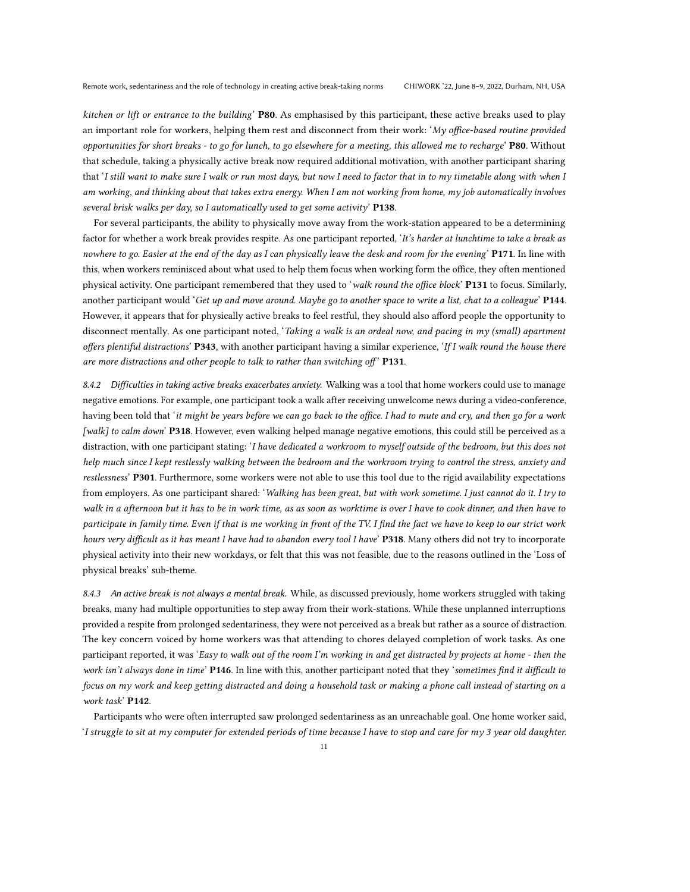kitchen or lift or entrance to the building' **P80**. As emphasised by this participant, these active breaks used to play an important role for workers, helping them rest and disconnect from their work: '*My office-based routine provided opportunities for short breaks - to go for lunch, to go elsewhere for a meeting, this allowed me to recharge*' **P80**. Without that schedule, taking a physically active break now required additional motivation, with another participant sharing that '*I still want to make sure I walk or run most days, but now I need to factor that in to my timetable along with when I am working, and thinking about that takes extra energy. When I am not working from home, my job automatically involves several brisk walks per day, so I automatically used to get some activity*' **P138**.

For several participants, the ability to physically move away from the work-station appeared to be a determining factor for whether a work break provides respite. As one participant reported, '*It's harder at lunchtime to take a break as nowhere to go. Easier at the end of the day as I can physically leave the desk and room for the evening*' **P171**. In line with this, when workers reminisced about what used to help them focus when working form the office, they often mentioned physical activity. One participant remembered that they used to '*walk round the office block*' **P131** to focus. Similarly, another participant would '*Get up and move around. Maybe go to another space to write a list, chat to a colleague*' **P144**. However, it appears that for physically active breaks to feel restful, they should also afford people the opportunity to disconnect mentally. As one participant noted, '*Taking a walk is an ordeal now, and pacing in my (small) apartment offers plentiful distractions*' **P343**, with another participant having a similar experience, '*If I walk round the house there are more distractions and other people to talk to rather than switching off*' **P131**.

*8.4.2 Difficulties in taking active breaks exacerbates anxiety.* Walking was a tool that home workers could use to manage negative emotions. For example, one participant took a walk after receiving unwelcome news during a video-conference, having been told that '*it might be years before we can go back to the office. I had to mute and cry, and then go for a work [walk] to calm down*' **P318**. However, even walking helped manage negative emotions, this could still be perceived as a distraction, with one participant stating: '*I have dedicated a workroom to myself outside of the bedroom, but this does not help much since I kept restlessly walking between the bedroom and the workroom trying to control the stress, anxiety and restlessness*' **P301**. Furthermore, some workers were not able to use this tool due to the rigid availability expectations from employers. As one participant shared: '*Walking has been great, but with work sometime. I just cannot do it. I try to walk in a afternoon but it has to be in work time, as as soon as worktime is over I have to cook dinner, and then have to participate in family time. Even if that is me working in front of the TV. I find the fact we have to keep to our strict work hours very difficult as it has meant I have had to abandon every tool I have*' **P318**. Many others did not try to incorporate physical activity into their new workdays, or felt that this was not feasible, due to the reasons outlined in the 'Loss of physical breaks' sub-theme.

*8.4.3 An active break is not always a mental break.* While, as discussed previously, home workers struggled with taking breaks, many had multiple opportunities to step away from their work-stations. While these unplanned interruptions provided a respite from prolonged sedentariness, they were not perceived as a break but rather as a source of distraction. The key concern voiced by home workers was that attending to chores delayed completion of work tasks. As one participant reported, it was '*Easy to walk out of the room I'm working in and get distracted by projects at home - then the work isn't always done in time*' **P146**. In line with this, another participant noted that they '*sometimes find it difficult to focus on my work and keep getting distracted and doing a household task or making a phone call instead of starting on a work task*' **P142**.

Participants who were often interrupted saw prolonged sedentariness as an unreachable goal. One home worker said, '*I struggle to sit at my computer for extended periods of time because I have to stop and care for my 3 year old daughter.*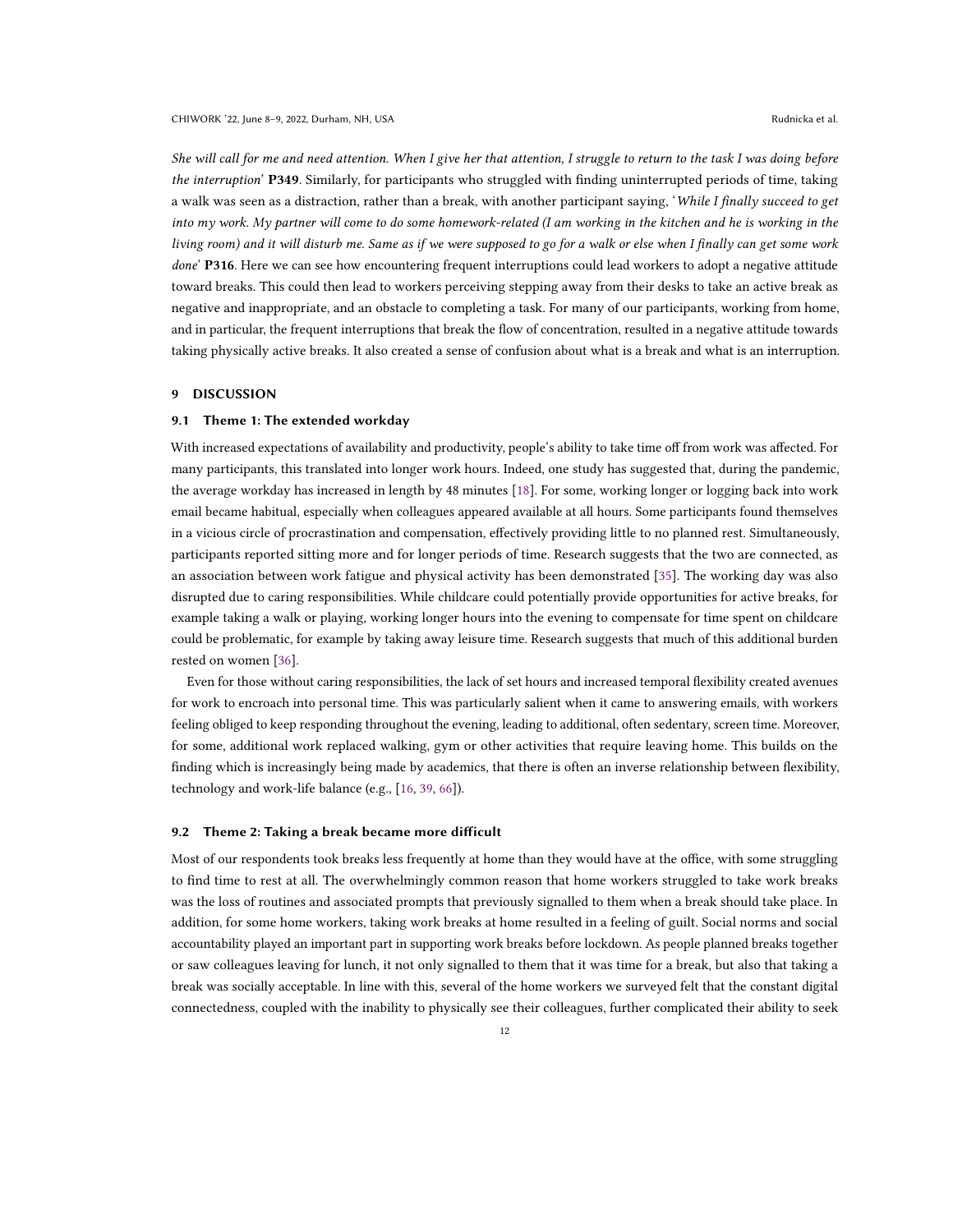*She will call for me and need attention. When I give her that attention, I struggle to return to the task I was doing before the interruption*' **P349**. Similarly, for participants who struggled with finding uninterrupted periods of time, taking a walk was seen as a distraction, rather than a break, with another participant saying, '*While I finally succeed to get into my work. My partner will come to do some homework-related (I am working in the kitchen and he is working in the living room) and it will disturb me. Same as if we were supposed to go for a walk or else when I finally can get some work done*' **P316**. Here we can see how encountering frequent interruptions could lead workers to adopt a negative attitude toward breaks. This could then lead to workers perceiving stepping away from their desks to take an active break as negative and inappropriate, and an obstacle to completing a task. For many of our participants, working from home, and in particular, the frequent interruptions that break the flow of concentration, resulted in a negative attitude towards taking physically active breaks. It also created a sense of confusion about what is a break and what is an interruption.

## 9 DISCUSSION

### 9.1 Theme 1: The extended workday

With increased expectations of availability and productivity, people's ability to take time off from work was affected. For many participants, this translated into longer work hours. Indeed, one study has suggested that, during the pandemic, the average workday has increased in length by 48 minutes [18]. For some, working longer or logging back into work email became habitual, especially when colleagues appeared available at all hours. Some participants found themselves in a vicious circle of procrastination and compensation, effectively providing little to no planned rest. Simultaneously, participants reported sitting more and for longer periods of time. Research suggests that the two are connected, as an association between work fatigue and physical activity has been demonstrated [35]. The working day was also disrupted due to caring responsibilities. While childcare could potentially provide opportunities for active breaks, for example taking a walk or playing, working longer hours into the evening to compensate for time spent on childcare could be problematic, for example by taking away leisure time. Research suggests that much of this additional burden rested on women [36].

Even for those without caring responsibilities, the lack of set hours and increased temporal flexibility created avenues for work to encroach into personal time. This was particularly salient when it came to answering emails, with workers feeling obliged to keep responding throughout the evening, leading to additional, often sedentary, screen time. Moreover, for some, additional work replaced walking, gym or other activities that require leaving home. This builds on the finding which is increasingly being made by academics, that there is often an inverse relationship between flexibility, technology and work-life balance (e.g., [16, 39, 66]).

### 9.2 Theme 2: Taking a break became more difficult

Most of our respondents took breaks less frequently at home than they would have at the office, with some struggling to find time to rest at all. The overwhelmingly common reason that home workers struggled to take work breaks was the loss of routines and associated prompts that previously signalled to them when a break should take place. In addition, for some home workers, taking work breaks at home resulted in a feeling of guilt. Social norms and social accountability played an important part in supporting work breaks before lockdown. As people planned breaks together or saw colleagues leaving for lunch, it not only signalled to them that it was time for a break, but also that taking a break was socially acceptable. In line with this, several of the home workers we surveyed felt that the constant digital connectedness, coupled with the inability to physically see their colleagues, further complicated their ability to seek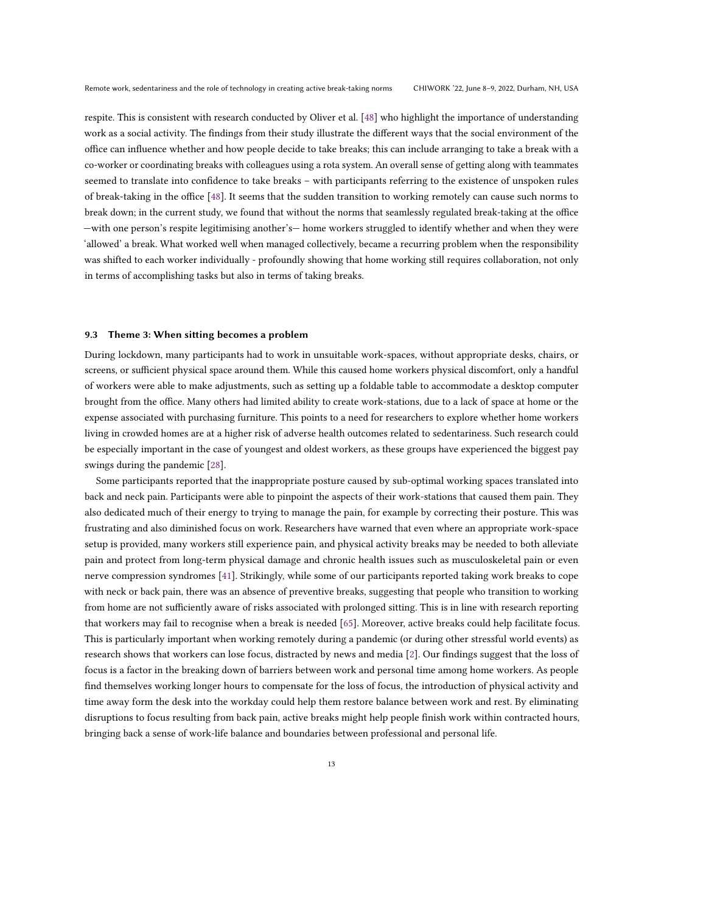respite. This is consistent with research conducted by Oliver et al. [48] who highlight the importance of understanding work as a social activity. The findings from their study illustrate the different ways that the social environment of the office can influence whether and how people decide to take breaks; this can include arranging to take a break with a co-worker or coordinating breaks with colleagues using a rota system. An overall sense of getting along with teammates seemed to translate into confidence to take breaks – with participants referring to the existence of unspoken rules of break-taking in the office [48]. It seems that the sudden transition to working remotely can cause such norms to break down; in the current study, we found that without the norms that seamlessly regulated break-taking at the office —with one person's respite legitimising another's— home workers struggled to identify whether and when they were 'allowed' a break. What worked well when managed collectively, became a recurring problem when the responsibility was shifted to each worker individually - profoundly showing that home working still requires collaboration, not only in terms of accomplishing tasks but also in terms of taking breaks.

### 9.3 Theme 3: When sitting becomes a problem

During lockdown, many participants had to work in unsuitable work-spaces, without appropriate desks, chairs, or screens, or sufficient physical space around them. While this caused home workers physical discomfort, only a handful of workers were able to make adjustments, such as setting up a foldable table to accommodate a desktop computer brought from the office. Many others had limited ability to create work-stations, due to a lack of space at home or the expense associated with purchasing furniture. This points to a need for researchers to explore whether home workers living in crowded homes are at a higher risk of adverse health outcomes related to sedentariness. Such research could be especially important in the case of youngest and oldest workers, as these groups have experienced the biggest pay swings during the pandemic [28].

Some participants reported that the inappropriate posture caused by sub-optimal working spaces translated into back and neck pain. Participants were able to pinpoint the aspects of their work-stations that caused them pain. They also dedicated much of their energy to trying to manage the pain, for example by correcting their posture. This was frustrating and also diminished focus on work. Researchers have warned that even where an appropriate work-space setup is provided, many workers still experience pain, and physical activity breaks may be needed to both alleviate pain and protect from long-term physical damage and chronic health issues such as musculoskeletal pain or even nerve compression syndromes [41]. Strikingly, while some of our participants reported taking work breaks to cope with neck or back pain, there was an absence of preventive breaks, suggesting that people who transition to working from home are not sufficiently aware of risks associated with prolonged sitting. This is in line with research reporting that workers may fail to recognise when a break is needed [65]. Moreover, active breaks could help facilitate focus. This is particularly important when working remotely during a pandemic (or during other stressful world events) as research shows that workers can lose focus, distracted by news and media [2]. Our findings suggest that the loss of focus is a factor in the breaking down of barriers between work and personal time among home workers. As people find themselves working longer hours to compensate for the loss of focus, the introduction of physical activity and time away form the desk into the workday could help them restore balance between work and rest. By eliminating disruptions to focus resulting from back pain, active breaks might help people finish work within contracted hours, bringing back a sense of work-life balance and boundaries between professional and personal life.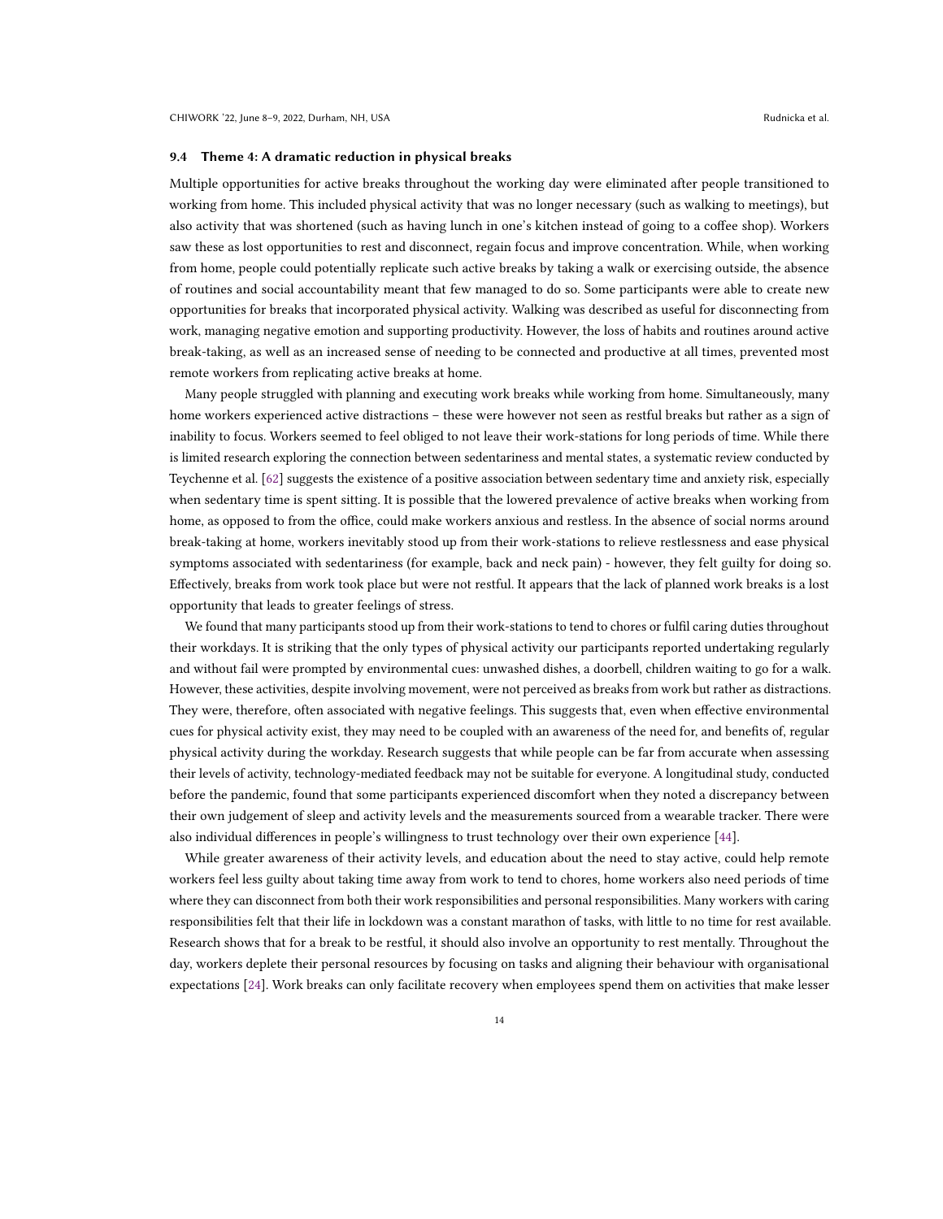### 9.4 Theme 4: A dramatic reduction in physical breaks

Multiple opportunities for active breaks throughout the working day were eliminated after people transitioned to working from home. This included physical activity that was no longer necessary (such as walking to meetings), but also activity that was shortened (such as having lunch in one's kitchen instead of going to a coffee shop). Workers saw these as lost opportunities to rest and disconnect, regain focus and improve concentration. While, when working from home, people could potentially replicate such active breaks by taking a walk or exercising outside, the absence of routines and social accountability meant that few managed to do so. Some participants were able to create new opportunities for breaks that incorporated physical activity. Walking was described as useful for disconnecting from work, managing negative emotion and supporting productivity. However, the loss of habits and routines around active break-taking, as well as an increased sense of needing to be connected and productive at all times, prevented most remote workers from replicating active breaks at home.

Many people struggled with planning and executing work breaks while working from home. Simultaneously, many home workers experienced active distractions – these were however not seen as restful breaks but rather as a sign of inability to focus. Workers seemed to feel obliged to not leave their work-stations for long periods of time. While there is limited research exploring the connection between sedentariness and mental states, a systematic review conducted by Teychenne et al. [62] suggests the existence of a positive association between sedentary time and anxiety risk, especially when sedentary time is spent sitting. It is possible that the lowered prevalence of active breaks when working from home, as opposed to from the office, could make workers anxious and restless. In the absence of social norms around break-taking at home, workers inevitably stood up from their work-stations to relieve restlessness and ease physical symptoms associated with sedentariness (for example, back and neck pain) - however, they felt guilty for doing so. Effectively, breaks from work took place but were not restful. It appears that the lack of planned work breaks is a lost opportunity that leads to greater feelings of stress.

We found that many participants stood up from their work-stations to tend to chores or fulfil caring duties throughout their workdays. It is striking that the only types of physical activity our participants reported undertaking regularly and without fail were prompted by environmental cues: unwashed dishes, a doorbell, children waiting to go for a walk. However, these activities, despite involving movement, were not perceived as breaks from work but rather as distractions. They were, therefore, often associated with negative feelings. This suggests that, even when effective environmental cues for physical activity exist, they may need to be coupled with an awareness of the need for, and benefits of, regular physical activity during the workday. Research suggests that while people can be far from accurate when assessing their levels of activity, technology-mediated feedback may not be suitable for everyone. A longitudinal study, conducted before the pandemic, found that some participants experienced discomfort when they noted a discrepancy between their own judgement of sleep and activity levels and the measurements sourced from a wearable tracker. There were also individual differences in people's willingness to trust technology over their own experience [44].

While greater awareness of their activity levels, and education about the need to stay active, could help remote workers feel less guilty about taking time away from work to tend to chores, home workers also need periods of time where they can disconnect from both their work responsibilities and personal responsibilities. Many workers with caring responsibilities felt that their life in lockdown was a constant marathon of tasks, with little to no time for rest available. Research shows that for a break to be restful, it should also involve an opportunity to rest mentally. Throughout the day, workers deplete their personal resources by focusing on tasks and aligning their behaviour with organisational expectations [24]. Work breaks can only facilitate recovery when employees spend them on activities that make lesser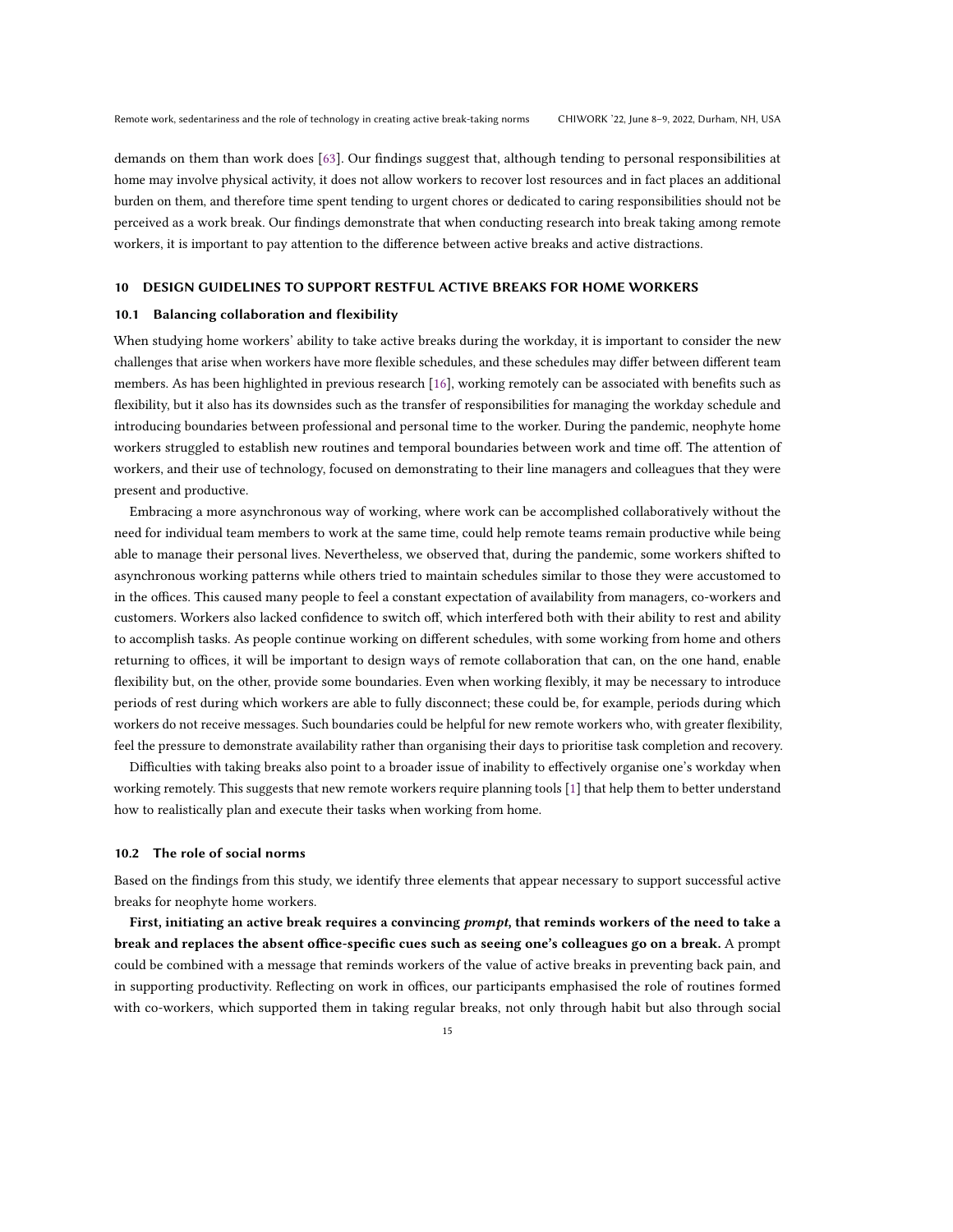demands on them than work does [63]. Our findings suggest that, although tending to personal responsibilities at home may involve physical activity, it does not allow workers to recover lost resources and in fact places an additional burden on them, and therefore time spent tending to urgent chores or dedicated to caring responsibilities should not be perceived as a work break. Our findings demonstrate that when conducting research into break taking among remote workers, it is important to pay attention to the difference between active breaks and active distractions.

## 10 DESIGN GUIDELINES TO SUPPORT RESTFUL ACTIVE BREAKS FOR HOME WORKERS

### 10.1 Balancing collaboration and flexibility

When studying home workers' ability to take active breaks during the workday, it is important to consider the new challenges that arise when workers have more flexible schedules, and these schedules may differ between different team members. As has been highlighted in previous research [16], working remotely can be associated with benefits such as flexibility, but it also has its downsides such as the transfer of responsibilities for managing the workday schedule and introducing boundaries between professional and personal time to the worker. During the pandemic, neophyte home workers struggled to establish new routines and temporal boundaries between work and time off. The attention of workers, and their use of technology, focused on demonstrating to their line managers and colleagues that they were present and productive.

Embracing a more asynchronous way of working, where work can be accomplished collaboratively without the need for individual team members to work at the same time, could help remote teams remain productive while being able to manage their personal lives. Nevertheless, we observed that, during the pandemic, some workers shifted to asynchronous working patterns while others tried to maintain schedules similar to those they were accustomed to in the offices. This caused many people to feel a constant expectation of availability from managers, co-workers and customers. Workers also lacked confidence to switch off, which interfered both with their ability to rest and ability to accomplish tasks. As people continue working on different schedules, with some working from home and others returning to offices, it will be important to design ways of remote collaboration that can, on the one hand, enable flexibility but, on the other, provide some boundaries. Even when working flexibly, it may be necessary to introduce periods of rest during which workers are able to fully disconnect; these could be, for example, periods during which workers do not receive messages. Such boundaries could be helpful for new remote workers who, with greater flexibility, feel the pressure to demonstrate availability rather than organising their days to prioritise task completion and recovery.

Difficulties with taking breaks also point to a broader issue of inability to effectively organise one's workday when working remotely. This suggests that new remote workers require planning tools [1] that help them to better understand how to realistically plan and execute their tasks when working from home.

### 10.2 The role of social norms

Based on the findings from this study, we identify three elements that appear necessary to support successful active breaks for neophyte home workers.

**First, initiating an active break requires a convincing *prompt*, that reminds workers of the need to take a break and replaces the absent office-specific cues such as seeing one's colleagues go on a break.** A prompt could be combined with a message that reminds workers of the value of active breaks in preventing back pain, and in supporting productivity. Reflecting on work in offices, our participants emphasised the role of routines formed with co-workers, which supported them in taking regular breaks, not only through habit but also through social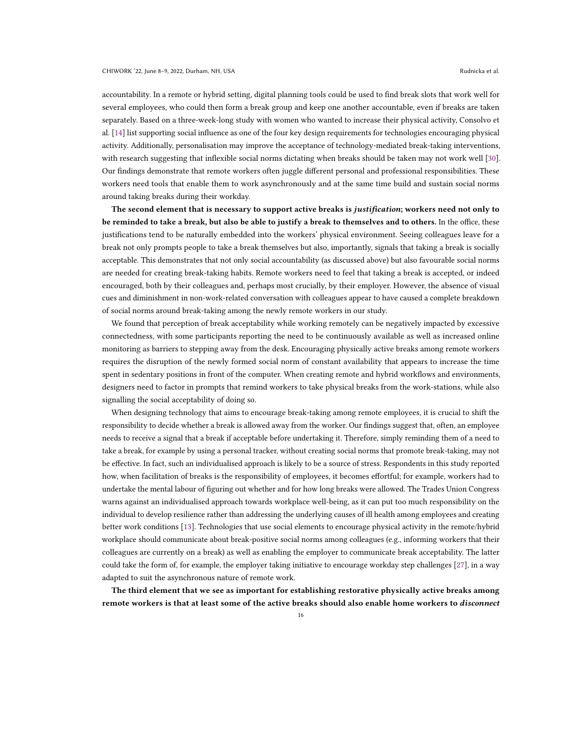accountability. In a remote or hybrid setting, digital planning tools could be used to find break slots that work well for several employees, who could then form a break group and keep one another accountable, even if breaks are taken separately. Based on a three-week-long study with women who wanted to increase their physical activity, Consolvo et al. [14] list supporting social influence as one of the four key design requirements for technologies encouraging physical activity. Additionally, personalisation may improve the acceptance of technology-mediated break-taking interventions, with research suggesting that inflexible social norms dictating when breaks should be taken may not work well [30]. Our findings demonstrate that remote workers often juggle different personal and professional responsibilities. These workers need tools that enable them to work asynchronously and at the same time build and sustain social norms around taking breaks during their workday.

**The second element that is necessary to support active breaks is *justification*; workers need not only to be reminded to take a break, but also be able to justify a break to themselves and to others.** In the office, these justifications tend to be naturally embedded into the workers' physical environment. Seeing colleagues leave for a break not only prompts people to take a break themselves but also, importantly, signals that taking a break is socially acceptable. This demonstrates that not only social accountability (as discussed above) but also favourable social norms are needed for creating break-taking habits. Remote workers need to feel that taking a break is accepted, or indeed encouraged, both by their colleagues and, perhaps most crucially, by their employer. However, the absence of visual cues and diminishment in non-work-related conversation with colleagues appear to have caused a complete breakdown of social norms around break-taking among the newly remote workers in our study.

We found that perception of break acceptability while working remotely can be negatively impacted by excessive connectedness, with some participants reporting the need to be continuously available as well as increased online monitoring as barriers to stepping away from the desk. Encouraging physically active breaks among remote workers requires the disruption of the newly formed social norm of constant availability that appears to increase the time spent in sedentary positions in front of the computer. When creating remote and hybrid workflows and environments, designers need to factor in prompts that remind workers to take physical breaks from the work-stations, while also signalling the social acceptability of doing so.

When designing technology that aims to encourage break-taking among remote employees, it is crucial to shift the responsibility to decide whether a break is allowed away from the worker. Our findings suggest that, often, an employee needs to receive a signal that a break if acceptable before undertaking it. Therefore, simply reminding them of a need to take a break, for example by using a personal tracker, without creating social norms that promote break-taking, may not be effective. In fact, such an individualised approach is likely to be a source of stress. Respondents in this study reported how, when facilitation of breaks is the responsibility of employees, it becomes effortful; for example, workers had to undertake the mental labour of figuring out whether and for how long breaks were allowed. The Trades Union Congress warns against an individualised approach towards workplace well-being, as it can put too much responsibility on the individual to develop resilience rather than addressing the underlying causes of ill health among employees and creating better work conditions [13]. Technologies that use social elements to encourage physical activity in the remote/hybrid workplace should communicate about break-positive social norms among colleagues (e.g., informing workers that their colleagues are currently on a break) as well as enabling the employer to communicate break acceptability. The latter could take the form of, for example, the employer taking initiative to encourage workday step challenges [27], in a way adapted to suit the asynchronous nature of remote work.

**The third element that we see as important for establishing restorative physically active breaks among remote workers is that at least some of the active breaks should also enable home workers to *disconnect***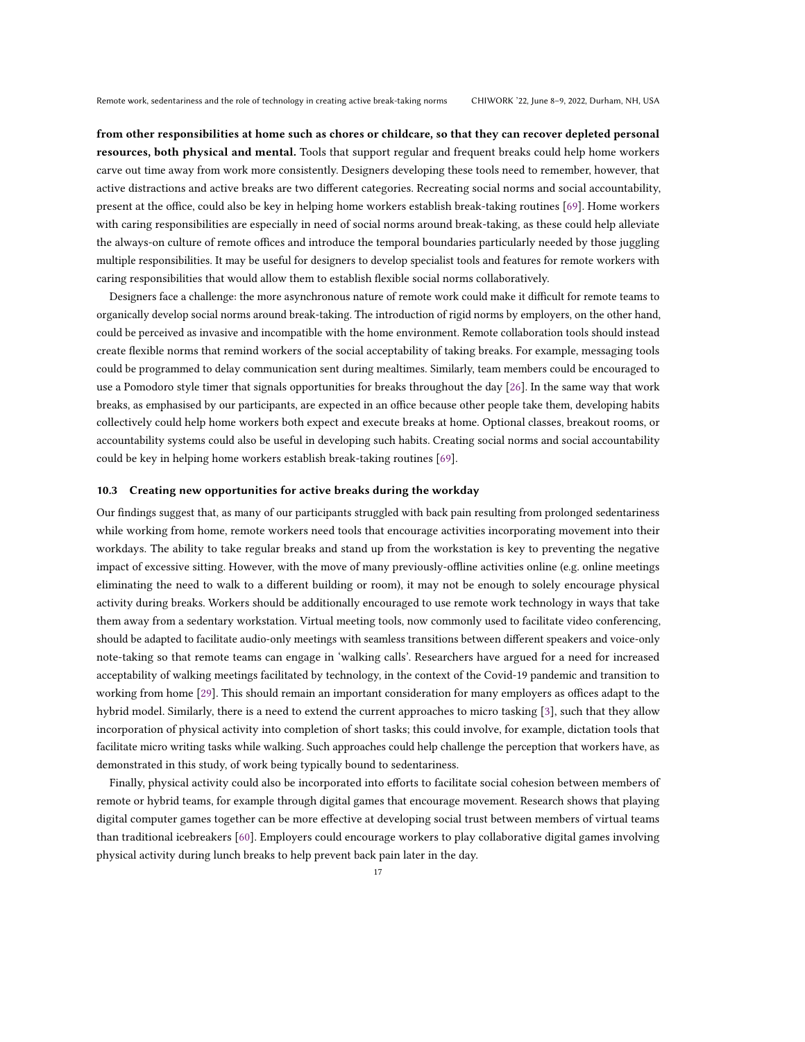**from other responsibilities at home such as chores or childcare, so that they can recover depleted personal resources, both physical and mental.** Tools that support regular and frequent breaks could help home workers carve out time away from work more consistently. Designers developing these tools need to remember, however, that active distractions and active breaks are two different categories. Recreating social norms and social accountability, present at the office, could also be key in helping home workers establish break-taking routines [69]. Home workers with caring responsibilities are especially in need of social norms around break-taking, as these could help alleviate the always-on culture of remote offices and introduce the temporal boundaries particularly needed by those juggling multiple responsibilities. It may be useful for designers to develop specialist tools and features for remote workers with caring responsibilities that would allow them to establish flexible social norms collaboratively.

Designers face a challenge: the more asynchronous nature of remote work could make it difficult for remote teams to organically develop social norms around break-taking. The introduction of rigid norms by employers, on the other hand, could be perceived as invasive and incompatible with the home environment. Remote collaboration tools should instead create flexible norms that remind workers of the social acceptability of taking breaks. For example, messaging tools could be programmed to delay communication sent during mealtimes. Similarly, team members could be encouraged to use a Pomodoro style timer that signals opportunities for breaks throughout the day [26]. In the same way that work breaks, as emphasised by our participants, are expected in an office because other people take them, developing habits collectively could help home workers both expect and execute breaks at home. Optional classes, breakout rooms, or accountability systems could also be useful in developing such habits. Creating social norms and social accountability could be key in helping home workers establish break-taking routines [69].

### 10.3 Creating new opportunities for active breaks during the workday

Our findings suggest that, as many of our participants struggled with back pain resulting from prolonged sedentariness while working from home, remote workers need tools that encourage activities incorporating movement into their workdays. The ability to take regular breaks and stand up from the workstation is key to preventing the negative impact of excessive sitting. However, with the move of many previously-offline activities online (e.g. online meetings eliminating the need to walk to a different building or room), it may not be enough to solely encourage physical activity during breaks. Workers should be additionally encouraged to use remote work technology in ways that take them away from a sedentary workstation. Virtual meeting tools, now commonly used to facilitate video conferencing, should be adapted to facilitate audio-only meetings with seamless transitions between different speakers and voice-only note-taking so that remote teams can engage in 'walking calls'. Researchers have argued for a need for increased acceptability of walking meetings facilitated by technology, in the context of the Covid-19 pandemic and transition to working from home [29]. This should remain an important consideration for many employers as offices adapt to the hybrid model. Similarly, there is a need to extend the current approaches to micro tasking [3], such that they allow incorporation of physical activity into completion of short tasks; this could involve, for example, dictation tools that facilitate micro writing tasks while walking. Such approaches could help challenge the perception that workers have, as demonstrated in this study, of work being typically bound to sedentariness.

Finally, physical activity could also be incorporated into efforts to facilitate social cohesion between members of remote or hybrid teams, for example through digital games that encourage movement. Research shows that playing digital computer games together can be more effective at developing social trust between members of virtual teams than traditional icebreakers [60]. Employers could encourage workers to play collaborative digital games involving physical activity during lunch breaks to help prevent back pain later in the day.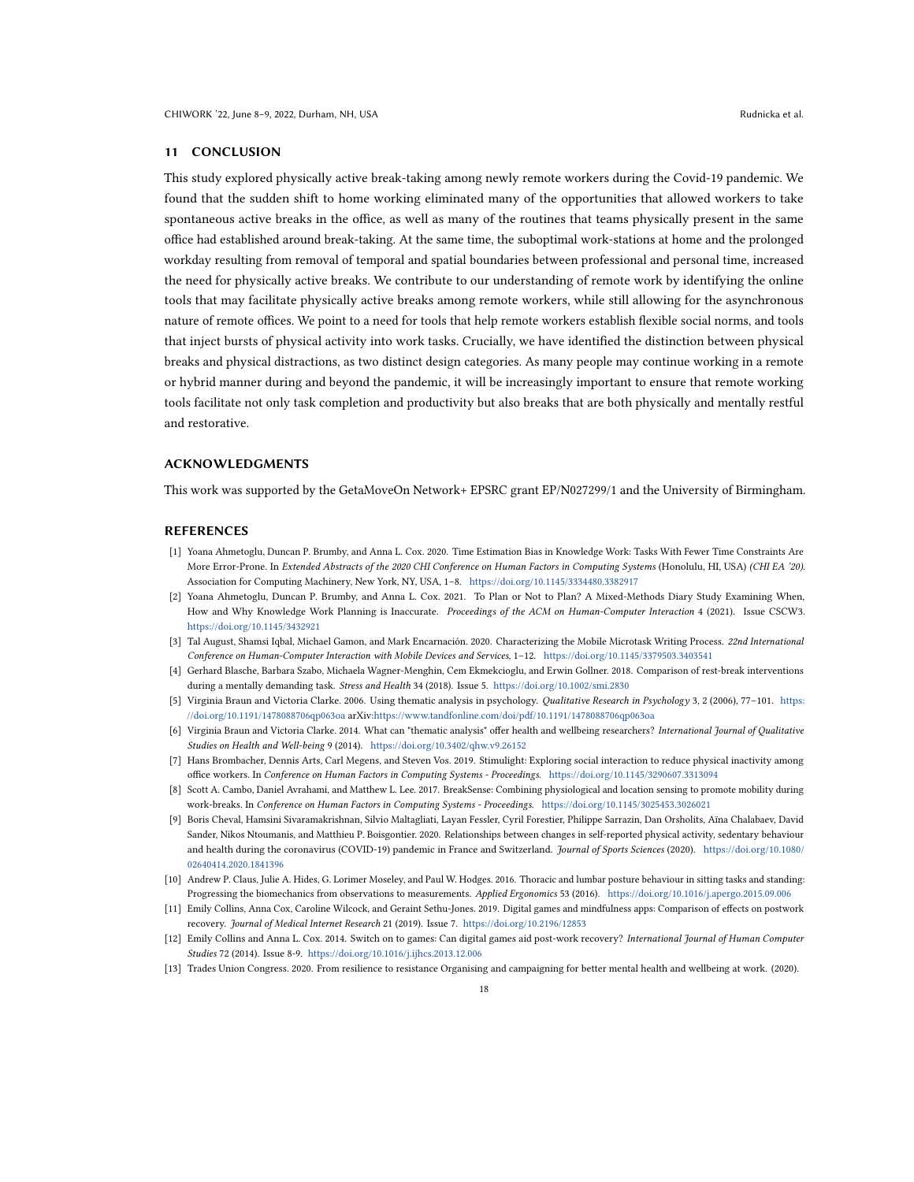## 11 CONCLUSION

This study explored physically active break-taking among newly remote workers during the Covid-19 pandemic. We found that the sudden shift to home working eliminated many of the opportunities that allowed workers to take spontaneous active breaks in the office, as well as many of the routines that teams physically present in the same office had established around break-taking. At the same time, the suboptimal work-stations at home and the prolonged workday resulting from removal of temporal and spatial boundaries between professional and personal time, increased the need for physically active breaks. We contribute to our understanding of remote work by identifying the online tools that may facilitate physically active breaks among remote workers, while still allowing for the asynchronous nature of remote offices. We point to a need for tools that help remote workers establish flexible social norms, and tools that inject bursts of physical activity into work tasks. Crucially, we have identified the distinction between physical breaks and physical distractions, as two distinct design categories. As many people may continue working in a remote or hybrid manner during and beyond the pandemic, it will be increasingly important to ensure that remote working tools facilitate not only task completion and productivity but also breaks that are both physically and mentally restful and restorative.

## ACKNOWLEDGMENTS

This work was supported by the GetaMoveOn Network+ EPSRC grant EP/N027299/1 and the University of Birmingham.

## REFERENCES

[1] Yoana Ahmetoglu, Duncan P. Brumby, and Anna L. Cox. 2020. Time Estimation Bias in Knowledge Work: Tasks With Fewer Time Constraints Are More Error-Prone. In *Extended Abstracts of the 2020 CHI Conference on Human Factors in Computing Systems* (Honolulu, HI, USA) *(CHI EA '20)*. Association for Computing Machinery, New York, NY, USA, 1–8. https://doi.org/10.1145/3334480.3382917

[2] Yoana Ahmetoglu, Duncan P. Brumby, and Anna L. Cox. 2021. To Plan or Not to Plan? A Mixed-Methods Diary Study Examining When, How and Why Knowledge Work Planning is Inaccurate. *Proceedings of the ACM on Human-Computer Interaction* 4 (2021). Issue CSCW3. https://doi.org/10.1145/3432921

[3] Tal August, Shamsi Iqbal, Michael Gamon, and Mark Encarnación. 2020. Characterizing the Mobile Microtask Writing Process. *22nd International Conference on Human-Computer Interaction with Mobile Devices and Services*, 1–12. https://doi.org/10.1145/3379503.3403541

[4] Gerhard Blasche, Barbara Szabo, Michaela Wagner-Menghin, Cem Ekmekcioglu, and Erwin Gollner. 2018. Comparison of rest-break interventions during a mentally demanding task. *Stress and Health* 34 (2018). Issue 5. https://doi.org/10.1002/smi.2830

[5] Virginia Braun and Victoria Clarke. 2006. Using thematic analysis in psychology. *Qualitative Research in Psychology* 3, 2 (2006), 77–101. https://doi.org/10.1191/1478088706qp063oa arXiv:https://www.tandfonline.com/doi/pdf/10.1191/1478088706qp063oa

[6] Virginia Braun and Victoria Clarke. 2014. What can "thematic analysis" offer health and wellbeing researchers? *International Journal of Qualitative Studies on Health and Well-being* 9 (2014). https://doi.org/10.3402/qhw.v9.26152

[7] Hans Brombacher, Dennis Arts, Carl Megens, and Steven Vos. 2019. Stimulight: Exploring social interaction to reduce physical inactivity among office workers. In *Conference on Human Factors in Computing Systems - Proceedings*. https://doi.org/10.1145/3290607.3313094

[8] Scott A. Cambo, Daniel Avrahami, and Matthew L. Lee. 2017. BreakSense: Combining physiological and location sensing to promote mobility during work-breaks. In *Conference on Human Factors in Computing Systems - Proceedings*. https://doi.org/10.1145/3025453.3026021

[9] Boris Cheval, Hamsini Sivaramakrishnan, Silvio Maltagliati, Layan Fessler, Cyril Forestier, Philippe Sarrazin, Dan Orsholits, Aïna Chalabaev, David Sander, Nikos Ntoumanis, and Matthieu P. Boisgontier. 2020. Relationships between changes in self-reported physical activity, sedentary behaviour and health during the coronavirus (COVID-19) pandemic in France and Switzerland. *Journal of Sports Sciences* (2020). https://doi.org/10.1080/02640414.2020.1841396

[10] Andrew P. Claus, Julie A. Hides, G. Lorimer Moseley, and Paul W. Hodges. 2016. Thoracic and lumbar posture behaviour in sitting tasks and standing: Progressing the biomechanics from observations to measurements. *Applied Ergonomics* 53 (2016). https://doi.org/10.1016/j.apergo.2015.09.006

[11] Emily Collins, Anna Cox, Caroline Wilcock, and Geraint Sethu-Jones. 2019. Digital games and mindfulness apps: Comparison of effects on postwork recovery. *Journal of Medical Internet Research* 21 (2019). Issue 7. https://doi.org/10.2196/12853

[12] Emily Collins and Anna L. Cox. 2014. Switch on to games: Can digital games aid post-work recovery? *International Journal of Human Computer Studies* 72 (2014). Issue 8-9. https://doi.org/10.1016/j.ijhcs.2013.12.006

[13] Trades Union Congress. 2020. From resilience to resistance Organising and campaigning for better mental health and wellbeing at work. (2020).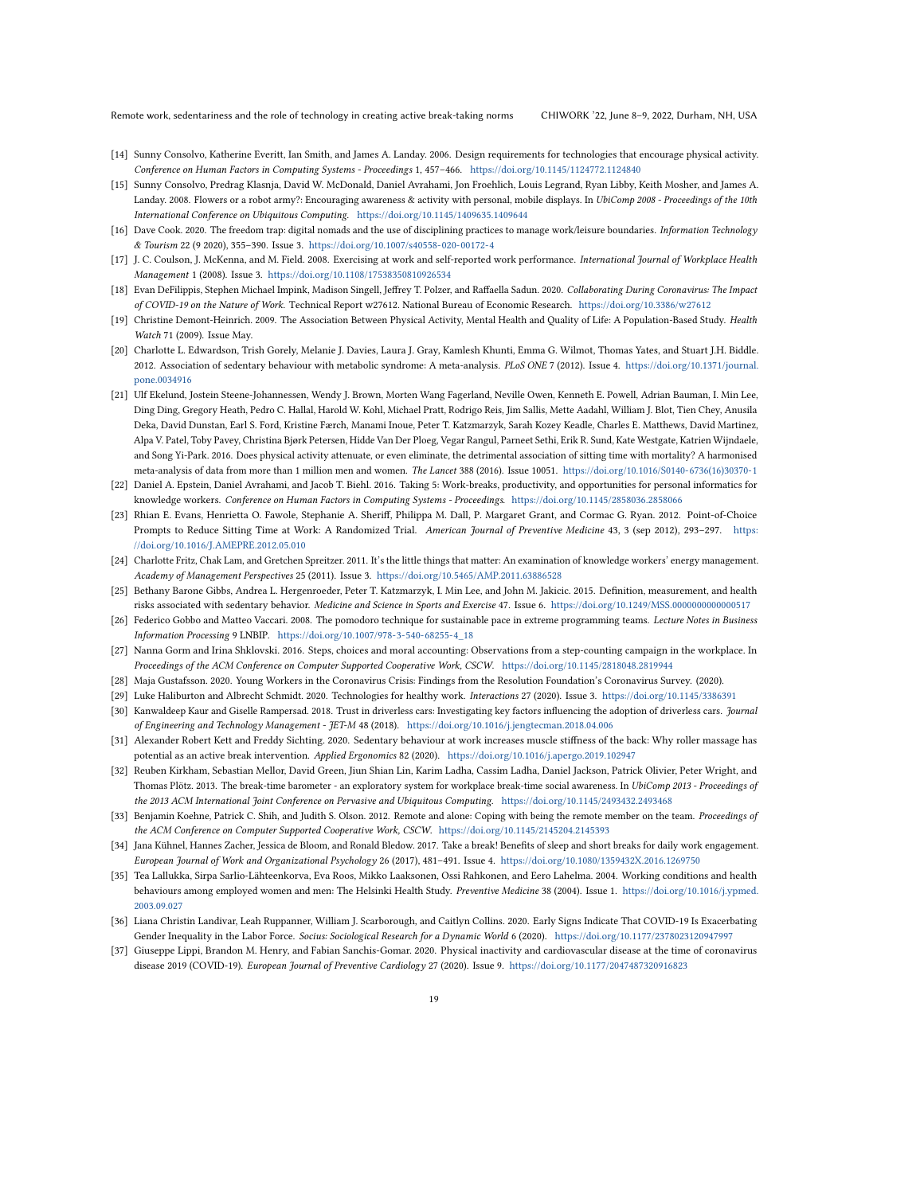[14] Sunny Consolvo, Katherine Everitt, Ian Smith, and James A. Landay. 2006. Design requirements for technologies that encourage physical activity. *Conference on Human Factors in Computing Systems - Proceedings* 1, 457–466. https://doi.org/10.1145/1124772.1124840

[15] Sunny Consolvo, Predrag Klasnja, David W. McDonald, Daniel Avrahami, Jon Froehlich, Louis Legrand, Ryan Libby, Keith Mosher, and James A. Landay. 2008. Flowers or a robot army?: Encouraging awareness & activity with personal, mobile displays. In *UbiComp 2008 - Proceedings of the 10th International Conference on Ubiquitous Computing*. https://doi.org/10.1145/1409635.1409644

[16] Dave Cook. 2020. The freedom trap: digital nomads and the use of disciplining practices to manage work/leisure boundaries. *Information Technology & Tourism* 22 (9 2020), 355–390. Issue 3. https://doi.org/10.1007/s40558-020-00172-4

[17] J. C. Coulson, J. McKenna, and M. Field. 2008. Exercising at work and self-reported work performance. *International Journal of Workplace Health Management* 1 (2008). Issue 3. https://doi.org/10.1108/17538350810926534

[18] Evan DeFilippis, Stephen Michael Impink, Madison Singell, Jeffrey T. Polzer, and Raffaella Sadun. 2020. *Collaborating During Coronavirus: The Impact of COVID-19 on the Nature of Work.* Technical Report w27612. National Bureau of Economic Research. https://doi.org/10.3386/w27612

[19] Christine Demont-Heinrich. 2009. The Association Between Physical Activity, Mental Health and Quality of Life: A Population-Based Study. *Health Watch* 71 (2009). Issue May.

[20] Charlotte L. Edwardson, Trish Gorely, Melanie J. Davies, Laura J. Gray, Kamlesh Khunti, Emma G. Wilmot, Thomas Yates, and Stuart J.H. Biddle. 2012. Association of sedentary behaviour with metabolic syndrome: A meta-analysis. *PLoS ONE* 7 (2012). Issue 4. https://doi.org/10.1371/journal.pone.0034916

[21] Ulf Ekelund, Jostein Steene-Johannessen, Wendy J. Brown, Morten Wang Fagerland, Neville Owen, Kenneth E. Powell, Adrian Bauman, I. Min Lee, Ding Ding, Gregory Heath, Pedro C. Hallal, Harold W. Kohl, Michael Pratt, Rodrigo Reis, Jim Sallis, Mette Aadahl, William J. Blot, Tien Chey, Anusila Deka, David Dunstan, Earl S. Ford, Kristine Færch, Manami Inoue, Peter T. Katzmarzyk, Sarah Kozey Keadle, Charles E. Matthews, David Martinez, Alpa V. Patel, Toby Pavey, Christina Bjørk Petersen, Hidde Van Der Ploeg, Vegar Rangul, Parneet Sethi, Erik R. Sund, Kate Westgate, Katrien Wijndaele, and Song Yi-Park. 2016. Does physical activity attenuate, or even eliminate, the detrimental association of sitting time with mortality? A harmonised meta-analysis of data from more than 1 million men and women. *The Lancet* 388 (2016). Issue 10051. https://doi.org/10.1016/S0140-6736(16)30370-1

[22] Daniel A. Epstein, Daniel Avrahami, and Jacob T. Biehl. 2016. Taking 5: Work-breaks, productivity, and opportunities for personal informatics for knowledge workers. *Conference on Human Factors in Computing Systems - Proceedings*. https://doi.org/10.1145/2858036.2858066

[23] Rhian E. Evans, Henrietta O. Fawole, Stephanie A. Sheriff, Philippa M. Dall, P. Margaret Grant, and Cormac G. Ryan. 2012. Point-of-Choice Prompts to Reduce Sitting Time at Work: A Randomized Trial. *American Journal of Preventive Medicine* 43, 3 (sep 2012), 293–297. https://doi.org/10.1016/J.AMEPRE.2012.05.010

[24] Charlotte Fritz, Chak Lam, and Gretchen Spreitzer. 2011. It's the little things that matter: An examination of knowledge workers' energy management. *Academy of Management Perspectives* 25 (2011). Issue 3. https://doi.org/10.5465/AMP.2011.63886528

[25] Bethany Barone Gibbs, Andrea L. Hergenroeder, Peter T. Katzmarzyk, I. Min Lee, and John M. Jakicic. 2015. Definition, measurement, and health risks associated with sedentary behavior. *Medicine and Science in Sports and Exercise* 47. Issue 6. https://doi.org/10.1249/MSS.0000000000000517

[26] Federico Gobbo and Matteo Vaccari. 2008. The pomodoro technique for sustainable pace in extreme programming teams. *Lecture Notes in Business Information Processing* 9 LNBIP. https://doi.org/10.1007/978-3-540-68255-4_18

[27] Nanna Gorm and Irina Shklovski. 2016. Steps, choices and moral accounting: Observations from a step-counting campaign in the workplace. In *Proceedings of the ACM Conference on Computer Supported Cooperative Work, CSCW*. https://doi.org/10.1145/2818048.2819944

[28] Maja Gustafsson. 2020. Young Workers in the Coronavirus Crisis: Findings from the Resolution Foundation's Coronavirus Survey. (2020).

[29] Luke Haliburton and Albrecht Schmidt. 2020. Technologies for healthy work. *Interactions* 27 (2020). Issue 3. https://doi.org/10.1145/3386391

[30] Kanwaldeep Kaur and Giselle Rampersad. 2018. Trust in driverless cars: Investigating key factors influencing the adoption of driverless cars. *Journal of Engineering and Technology Management - JET-M* 48 (2018). https://doi.org/10.1016/j.jengtecman.2018.04.006

[31] Alexander Robert Kett and Freddy Sichting. 2020. Sedentary behaviour at work increases muscle stiffness of the back: Why roller massage has potential as an active break intervention. *Applied Ergonomics* 82 (2020). https://doi.org/10.1016/j.apergo.2019.102947

[32] Reuben Kirkham, Sebastian Mellor, David Green, Jiun Shian Lin, Karim Ladha, Cassim Ladha, Daniel Jackson, Patrick Olivier, Peter Wright, and Thomas Plötz. 2013. The break-time barometer - an exploratory system for workplace break-time social awareness. In *UbiComp 2013 - Proceedings of the 2013 ACM International Joint Conference on Pervasive and Ubiquitous Computing*. https://doi.org/10.1145/2493432.2493468

[33] Benjamin Koehne, Patrick C. Shih, and Judith S. Olson. 2012. Remote and alone: Coping with being the remote member on the team. *Proceedings of the ACM Conference on Computer Supported Cooperative Work, CSCW*. https://doi.org/10.1145/2145204.2145393

[34] Jana Kühnel, Hannes Zacher, Jessica de Bloom, and Ronald Bledow. 2017. Take a break! Benefits of sleep and short breaks for daily work engagement. *European Journal of Work and Organizational Psychology* 26 (2017), 481–491. Issue 4. https://doi.org/10.1080/1359432X.2016.1269750

[35] Tea Lallukka, Sirpa Sarlio-Lähteenkorva, Eva Roos, Mikko Laaksonen, Ossi Rahkonen, and Eero Lahelma. 2004. Working conditions and health behaviours among employed women and men: The Helsinki Health Study. *Preventive Medicine* 38 (2004). Issue 1. https://doi.org/10.1016/j.ypmed.2003.09.027

[36] Liana Christin Landivar, Leah Ruppanner, William J. Scarborough, and Caitlyn Collins. 2020. Early Signs Indicate That COVID-19 Is Exacerbating Gender Inequality in the Labor Force. *Socius: Sociological Research for a Dynamic World* 6 (2020). https://doi.org/10.1177/2378023120947997

[37] Giuseppe Lippi, Brandon M. Henry, and Fabian Sanchis-Gomar. 2020. Physical inactivity and cardiovascular disease at the time of coronavirus disease 2019 (COVID-19). *European Journal of Preventive Cardiology* 27 (2020). Issue 9. https://doi.org/10.1177/2047487320916823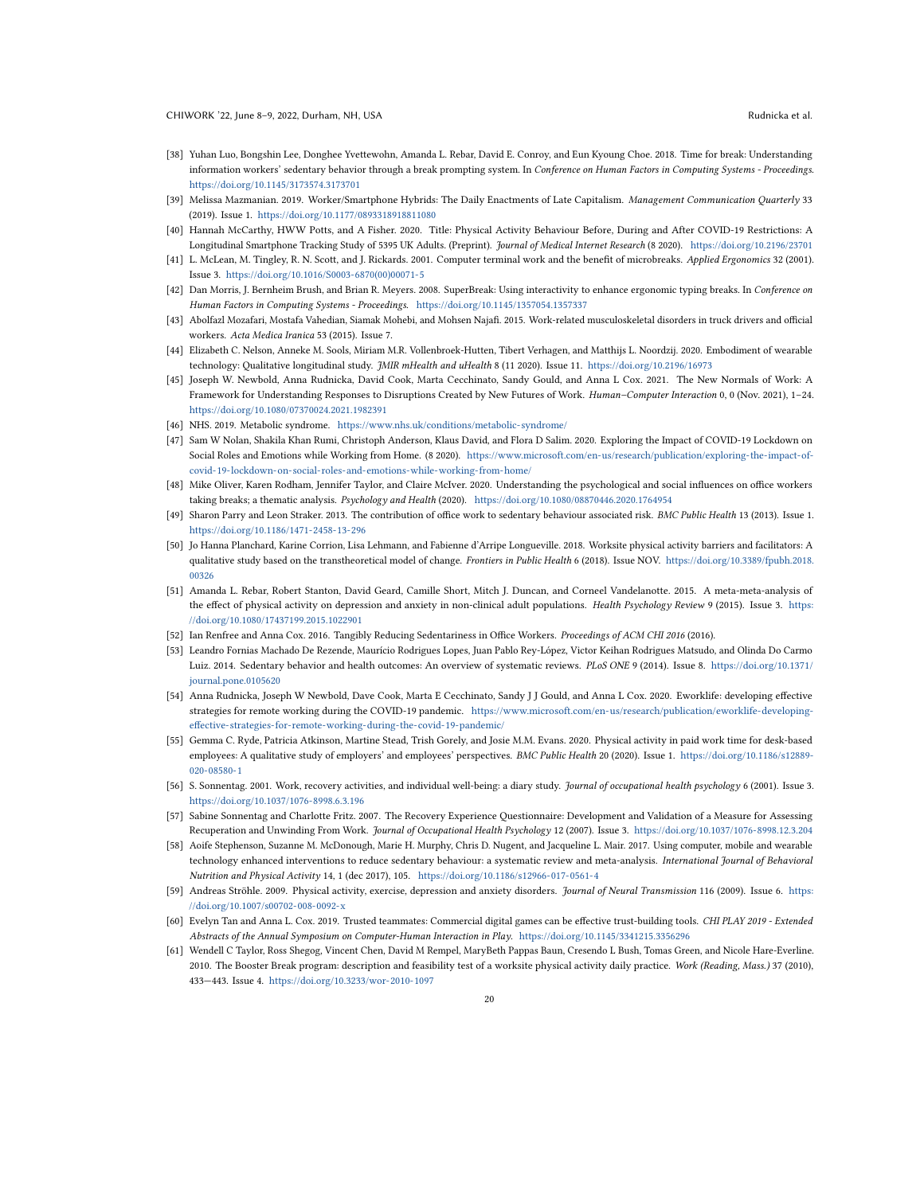[38] Yuhan Luo, Bongshin Lee, Donghee Yvettewohn, Amanda L. Rebar, David E. Conroy, and Eun Kyoung Choe. 2018. Time for break: Understanding information workers' sedentary behavior through a break prompting system. In *Conference on Human Factors in Computing Systems - Proceedings*. https://doi.org/10.1145/3173574.3173701

[39] Melissa Mazmanian. 2019. Worker/Smartphone Hybrids: The Daily Enactments of Late Capitalism. *Management Communication Quarterly* 33 (2019). Issue 1. https://doi.org/10.1177/0893318918811080

[40] Hannah McCarthy, HWW Potts, and A Fisher. 2020. Title: Physical Activity Behaviour Before, During and After COVID-19 Restrictions: A Longitudinal Smartphone Tracking Study of 5395 UK Adults. (Preprint). *Journal of Medical Internet Research* (8 2020). https://doi.org/10.2196/23701

[41] L. McLean, M. Tingley, R. N. Scott, and J. Rickards. 2001. Computer terminal work and the benefit of microbreaks. *Applied Ergonomics* 32 (2001). Issue 3. https://doi.org/10.1016/S0003-6870(00)00071-5

[42] Dan Morris, J. Bernheim Brush, and Brian R. Meyers. 2008. SuperBreak: Using interactivity to enhance ergonomic typing breaks. In *Conference on Human Factors in Computing Systems - Proceedings*. https://doi.org/10.1145/1357054.1357337

[43] Abolfazl Mozafari, Mostafa Vahedian, Siamak Mohebi, and Mohsen Najafi. 2015. Work-related musculoskeletal disorders in truck drivers and official workers. *Acta Medica Iranica* 53 (2015). Issue 7.

[44] Elizabeth C. Nelson, Anneke M. Sools, Miriam M.R. Vollenbroek-Hutten, Tibert Verhagen, and Matthijs L. Noordzij. 2020. Embodiment of wearable technology: Qualitative longitudinal study. *JMIR mHealth and uHealth* 8 (11 2020). Issue 11. https://doi.org/10.2196/16973

[45] Joseph W. Newbold, Anna Rudnicka, David Cook, Marta Cecchinato, Sandy Gould, and Anna L Cox. 2021. The New Normals of Work: A Framework for Understanding Responses to Disruptions Created by New Futures of Work. *Human–Computer Interaction* 0, 0 (Nov. 2021), 1–24. https://doi.org/10.1080/07370024.2021.1982391

[46] NHS. 2019. Metabolic syndrome. https://www.nhs.uk/conditions/metabolic-syndrome/

[47] Sam W Nolan, Shakila Khan Rumi, Christoph Anderson, Klaus David, and Flora D Salim. 2020. Exploring the Impact of COVID-19 Lockdown on Social Roles and Emotions while Working from Home. (8 2020). https://www.microsoft.com/en-us/research/publication/exploring-the-impact-of-covid-19-lockdown-on-social-roles-and-emotions-while-working-from-home/

[48] Mike Oliver, Karen Rodham, Jennifer Taylor, and Claire McIver. 2020. Understanding the psychological and social influences on office workers taking breaks; a thematic analysis. *Psychology and Health* (2020). https://doi.org/10.1080/08870446.2020.1764954

[49] Sharon Parry and Leon Straker. 2013. The contribution of office work to sedentary behaviour associated risk. *BMC Public Health* 13 (2013). Issue 1. https://doi.org/10.1186/1471-2458-13-296

[50] Jo Hanna Planchard, Karine Corrion, Lisa Lehmann, and Fabienne d'Arripe Longueville. 2018. Worksite physical activity barriers and facilitators: A qualitative study based on the transtheoretical model of change. *Frontiers in Public Health* 6 (2018). Issue NOV. https://doi.org/10.3389/fpubh.2018.00326

[51] Amanda L. Rebar, Robert Stanton, David Geard, Camille Short, Mitch J. Duncan, and Corneel Vandelanotte. 2015. A meta-meta-analysis of the effect of physical activity on depression and anxiety in non-clinical adult populations. *Health Psychology Review* 9 (2015). Issue 3. https://doi.org/10.1080/17437199.2015.1022901

[52] Ian Renfree and Anna Cox. 2016. Tangibly Reducing Sedentariness in Office Workers. *Proceedings of ACM CHI 2016* (2016).

[53] Leandro Fornias Machado De Rezende, Maurício Rodrigues Lopes, Juan Pablo Rey-López, Victor Keihan Rodrigues Matsudo, and Olinda Do Carmo Luiz. 2014. Sedentary behavior and health outcomes: An overview of systematic reviews. *PLoS ONE* 9 (2014). Issue 8. https://doi.org/10.1371/journal.pone.0105620

[54] Anna Rudnicka, Joseph W Newbold, Dave Cook, Marta E Cecchinato, Sandy J J Gould, and Anna L Cox. 2020. Eworklife: developing effective strategies for remote working during the COVID-19 pandemic. https://www.microsoft.com/en-us/research/publication/eworklife-developing-effective-strategies-for-remote-working-during-the-covid-19-pandemic/

[55] Gemma C. Ryde, Patricia Atkinson, Martine Stead, Trish Gorely, and Josie M.M. Evans. 2020. Physical activity in paid work time for desk-based employees: A qualitative study of employers' and employees' perspectives. *BMC Public Health* 20 (2020). Issue 1. https://doi.org/10.1186/s12889-020-08580-1

[56] S. Sonnentag. 2001. Work, recovery activities, and individual well-being: a diary study. *Journal of occupational health psychology* 6 (2001). Issue 3. https://doi.org/10.1037/1076-8998.6.3.196

[57] Sabine Sonnentag and Charlotte Fritz. 2007. The Recovery Experience Questionnaire: Development and Validation of a Measure for Assessing Recuperation and Unwinding From Work. *Journal of Occupational Health Psychology* 12 (2007). Issue 3. https://doi.org/10.1037/1076-8998.12.3.204

[58] Aoife Stephenson, Suzanne M. McDonough, Marie H. Murphy, Chris D. Nugent, and Jacqueline L. Mair. 2017. Using computer, mobile and wearable technology enhanced interventions to reduce sedentary behaviour: a systematic review and meta-analysis. *International Journal of Behavioral Nutrition and Physical Activity* 14, 1 (dec 2017), 105. https://doi.org/10.1186/s12966-017-0561-4

[59] Andreas Ströhle. 2009. Physical activity, exercise, depression and anxiety disorders. *Journal of Neural Transmission* 116 (2009). Issue 6. https://doi.org/10.1007/s00702-008-0092-x

[60] Evelyn Tan and Anna L. Cox. 2019. Trusted teammates: Commercial digital games can be effective trust-building tools. *CHI PLAY 2019 - Extended Abstracts of the Annual Symposium on Computer-Human Interaction in Play*. https://doi.org/10.1145/3341215.3356296

[61] Wendell C Taylor, Ross Shegog, Vincent Chen, David M Rempel, MaryBeth Pappas Baun, Cresendo L Bush, Tomas Green, and Nicole Hare-Everline. 2010. The Booster Break program: description and feasibility test of a worksite physical activity daily practice. *Work (Reading, Mass.)* 37 (2010), 433—443. Issue 4. https://doi.org/10.3233/wor-2010-1097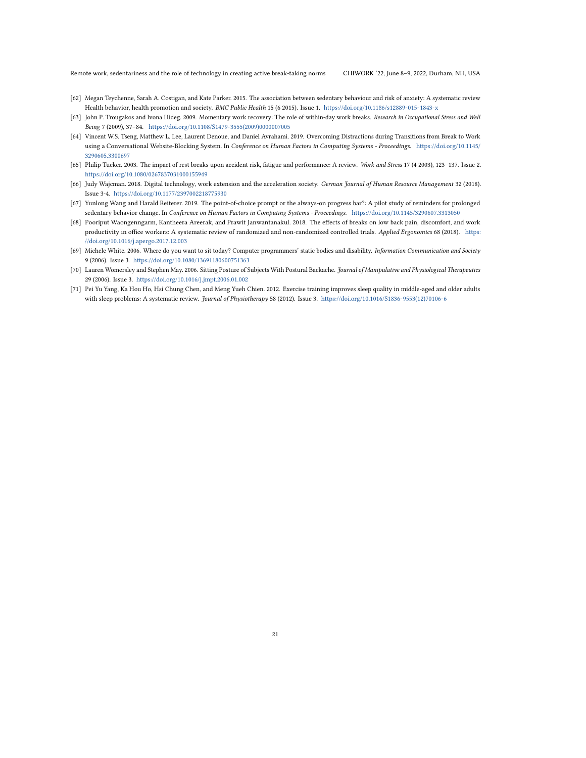- [62] Megan Teychenne, Sarah A. Costigan, and Kate Parker. 2015. The association between sedentary behaviour and risk of anxiety: A systematic review Health behavior, health promotion and society. *BMC Public Health* 15 (6 2015). Issue 1. https://doi.org/10.1186/s12889-015-1843-x
- [63] John P. Trougakos and Ivona Hideg. 2009. Momentary work recovery: The role of within-day work breaks. *Research in Occupational Stress and Well Being* 7 (2009), 37–84. https://doi.org/10.1108/S1479-3555(2009)0000007005
- [64] Vincent W.S. Tseng, Matthew L. Lee, Laurent Denoue, and Daniel Avrahami. 2019. Overcoming Distractions during Transitions from Break to Work using a Conversational Website-Blocking System. In *Conference on Human Factors in Computing Systems - Proceedings*. https://doi.org/10.1145/3290605.3300697
- [65] Philip Tucker. 2003. The impact of rest breaks upon accident risk, fatigue and performance: A review. *Work and Stress* 17 (4 2003), 123–137. Issue 2. https://doi.org/10.1080/0267837031000155949
- [66] Judy Wajcman. 2018. Digital technology, work extension and the acceleration society. *German Journal of Human Resource Management* 32 (2018). Issue 3-4. https://doi.org/10.1177/2397002218775930
- [67] Yunlong Wang and Harald Reiterer. 2019. The point-of-choice prompt or the always-on progress bar?: A pilot study of reminders for prolonged sedentary behavior change. In *Conference on Human Factors in Computing Systems - Proceedings*. https://doi.org/10.1145/3290607.3313050
- [68] Pooriput Waongenngarm, Kantheera Areerak, and Prawit Janwantanakul. 2018. The effects of breaks on low back pain, discomfort, and work productivity in office workers: A systematic review of randomized and non-randomized controlled trials. *Applied Ergonomics* 68 (2018). https://doi.org/10.1016/j.apergo.2017.12.003
- [69] Michele White. 2006. Where do you want to sit today? Computer programmers' static bodies and disability. *Information Communication and Society* 9 (2006). Issue 3. https://doi.org/10.1080/13691180600751363
- [70] Lauren Womersley and Stephen May. 2006. Sitting Posture of Subjects With Postural Backache. *Journal of Manipulative and Physiological Therapeutics* 29 (2006). Issue 3. https://doi.org/10.1016/j.jmpt.2006.01.002
- [71] Pei Yu Yang, Ka Hou Ho, Hsi Chung Chen, and Meng Yueh Chien. 2012. Exercise training improves sleep quality in middle-aged and older adults with sleep problems: A systematic review. *Journal of Physiotherapy* 58 (2012). Issue 3. https://doi.org/10.1016/S1836-9553(12)70106-6